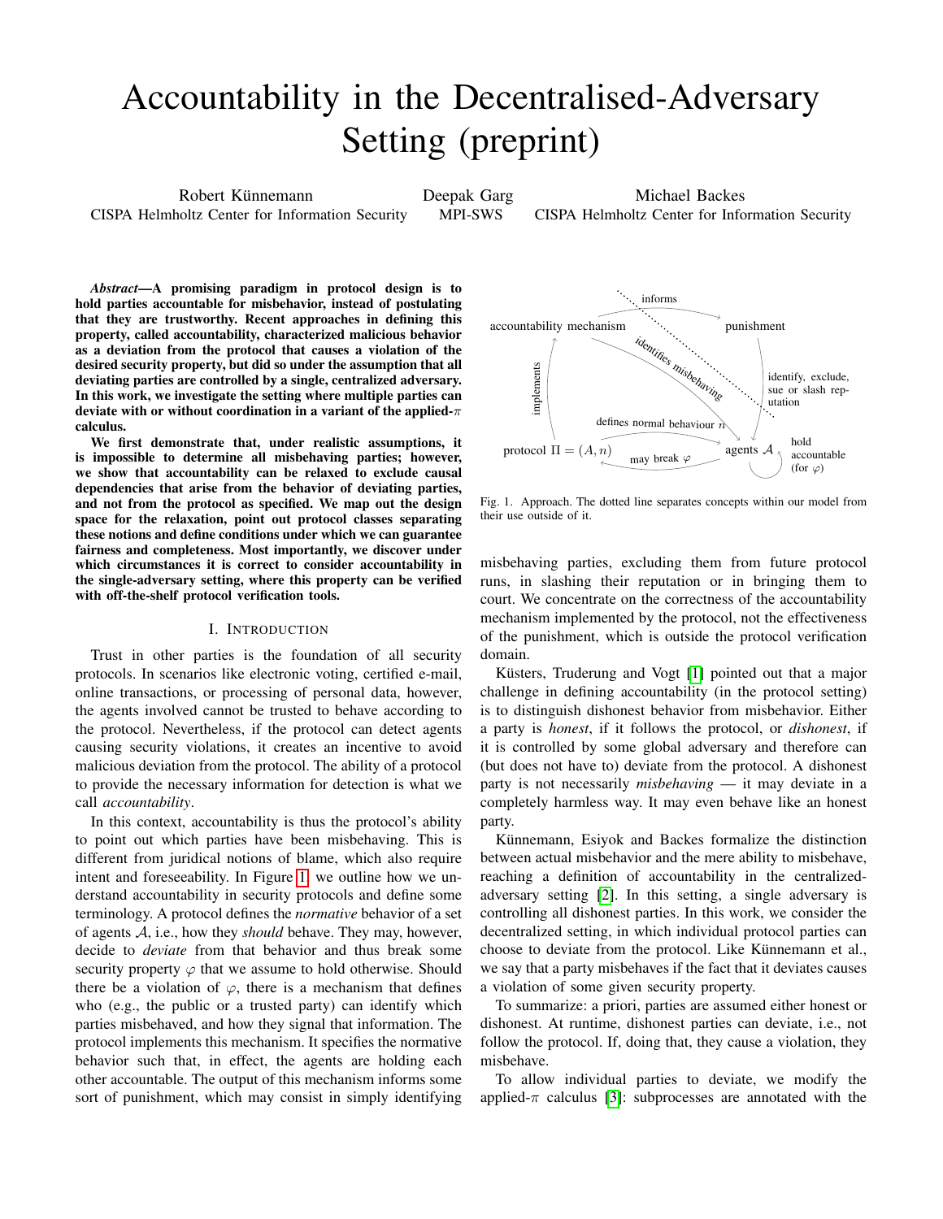# Accountability in the Decentralised-Adversary Setting (preprint)

Robert Künnemann
CISPA Helmholtz Center for Information Security

Deepak Garg
MPI-SWS

Michael Backes
CISPA Helmholtz Center for Information Security

***Abstract*—A promising paradigm in protocol design is to hold parties accountable for misbehavior, instead of postulating that they are trustworthy. Recent approaches in defining this property, called accountability, characterized malicious behavior as a deviation from the protocol that causes a violation of the desired security property, but did so under the assumption that all deviating parties are controlled by a single, centralized adversary. In this work, we investigate the setting where multiple parties can deviate with or without coordination in a variant of the applied-$\pi$ calculus.**

**We first demonstrate that, under realistic assumptions, it is impossible to determine all misbehaving parties; however, we show that accountability can be relaxed to exclude causal dependencies that arise from the behavior of deviating parties, and not from the protocol as specified. We map out the design space for the relaxation, point out protocol classes separating these notions and define conditions under which we can guarantee fairness and completeness. Most importantly, we discover under which circumstances it is correct to consider accountability in the single-adversary setting, where this property can be verified with off-the-shelf protocol verification tools.**

## I. Introduction

Trust in other parties is the foundation of all security protocols. In scenarios like electronic voting, certified e-mail, online transactions, or processing of personal data, however, the agents involved cannot be trusted to behave according to the protocol. Nevertheless, if the protocol can detect agents causing security violations, it creates an incentive to avoid malicious deviation from the protocol. The ability of a protocol to provide the necessary information for detection is what we call *accountability*.

In this context, accountability is thus the protocol's ability to point out which parties have been misbehaving. This is different from juridical notions of blame, which also require intent and foreseeability. In Figure 1, we outline how we understand accountability in security protocols and define some terminology. A protocol defines the *normative* behavior of a set of agents $\mathcal{A}$, i.e., how they *should* behave. They may, however, decide to *deviate* from that behavior and thus break some security property $\varphi$ that we assume to hold otherwise. Should there be a violation of $\varphi$, there is a mechanism that defines who (e.g., the public or a trusted party) can identify which parties misbehaved, and how they signal that information. The protocol implements this mechanism. It specifies the normative behavior such that, in effect, the agents are holding each other accountable. The output of this mechanism informs some sort of punishment, which may consist in simply identifying

Fig. 1. Approach. The dotted line separates concepts within our model from their use outside of it.

misbehaving parties, excluding them from future protocol runs, in slashing their reputation or in bringing them to court. We concentrate on the correctness of the accountability mechanism implemented by the protocol, not the effectiveness of the punishment, which is outside the protocol verification domain.

Küsters, Truderung and Vogt [1] pointed out that a major challenge in defining accountability (in the protocol setting) is to distinguish dishonest behavior from misbehavior. Either a party is *honest*, if it follows the protocol, or *dishonest*, if it is controlled by some global adversary and therefore can (but does not have to) deviate from the protocol. A dishonest party is not necessarily *misbehaving* — it may deviate in a completely harmless way. It may even behave like an honest party.

Künnemann, Esiyok and Backes formalize the distinction between actual misbehavior and the mere ability to misbehave, reaching a definition of accountability in the centralized-adversary setting [2]. In this setting, a single adversary is controlling all dishonest parties. In this work, we consider the decentralized setting, in which individual protocol parties can choose to deviate from the protocol. Like Künnemann et al., we say that a party misbehaves if the fact that it deviates causes a violation of some given security property.

To summarize: a priori, parties are assumed either honest or dishonest. At runtime, dishonest parties can deviate, i.e., not follow the protocol. If, doing that, they cause a violation, they misbehave.

To allow individual parties to deviate, we modify the applied-$\pi$ calculus [3]: subprocesses are annotated with the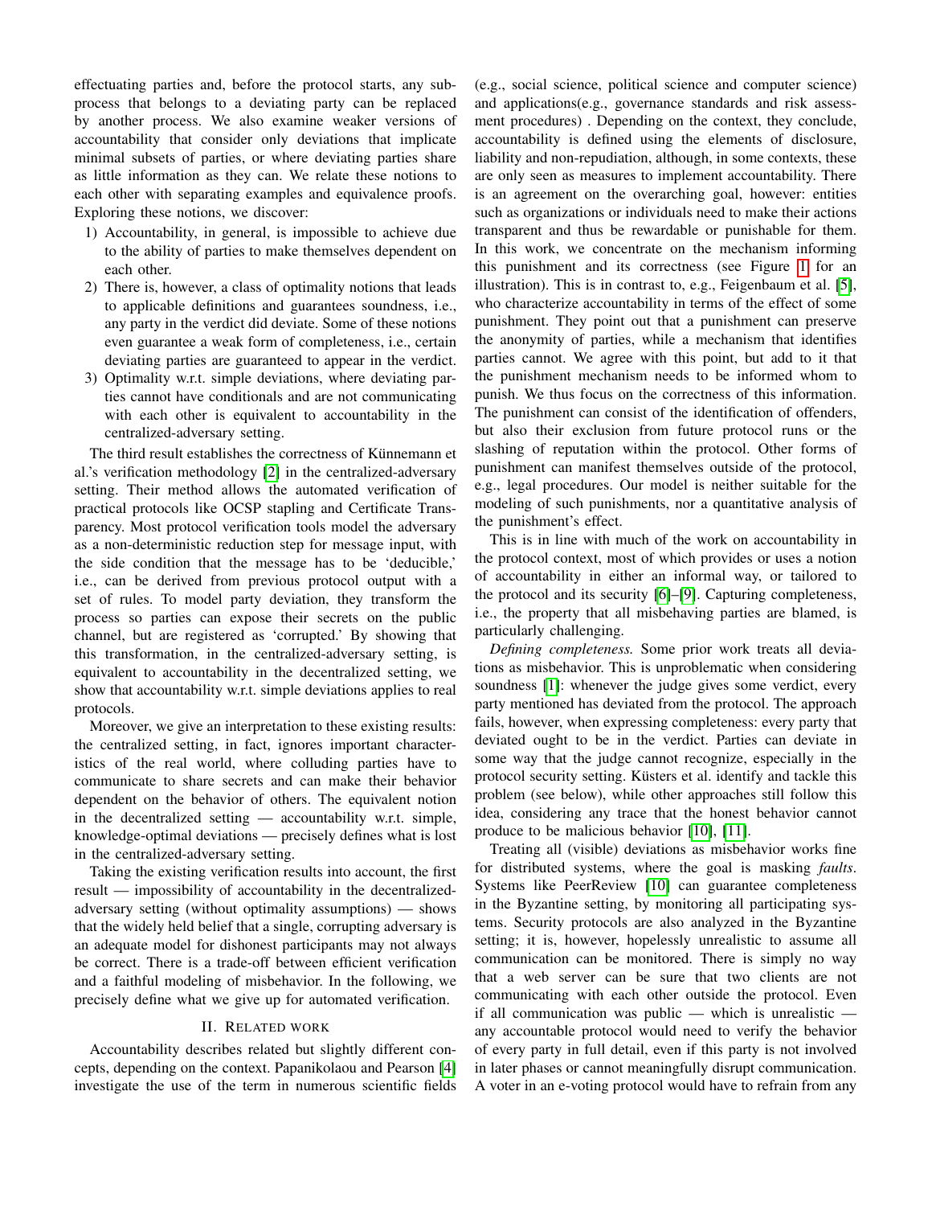effectuating parties and, before the protocol starts, any subprocess that belongs to a deviating party can be replaced by another process. We also examine weaker versions of accountability that consider only deviations that implicate minimal subsets of parties, or where deviating parties share as little information as they can. We relate these notions to each other with separating examples and equivalence proofs. Exploring these notions, we discover:

1) Accountability, in general, is impossible to achieve due to the ability of parties to make themselves dependent on each other.
2) There is, however, a class of optimality notions that leads to applicable definitions and guarantees soundness, i.e., any party in the verdict did deviate. Some of these notions even guarantee a weak form of completeness, i.e., certain deviating parties are guaranteed to appear in the verdict.
3) Optimality w.r.t. simple deviations, where deviating parties cannot have conditionals and are not communicating with each other is equivalent to accountability in the centralized-adversary setting.

The third result establishes the correctness of Künnemann et al.'s verification methodology [2] in the centralized-adversary setting. Their method allows the automated verification of practical protocols like OCSP stapling and Certificate Transparency. Most protocol verification tools model the adversary as a non-deterministic reduction step for message input, with the side condition that the message has to be 'deducible,' i.e., can be derived from previous protocol output with a set of rules. To model party deviation, they transform the process so parties can expose their secrets on the public channel, but are registered as 'corrupted.' By showing that this transformation, in the centralized-adversary setting, is equivalent to accountability in the decentralized setting, we show that accountability w.r.t. simple deviations applies to real protocols.

Moreover, we give an interpretation to these existing results: the centralized setting, in fact, ignores important characteristics of the real world, where colluding parties have to communicate to share secrets and can make their behavior dependent on the behavior of others. The equivalent notion in the decentralized setting — accountability w.r.t. simple, knowledge-optimal deviations — precisely defines what is lost in the centralized-adversary setting.

Taking the existing verification results into account, the first result — impossibility of accountability in the decentralized-adversary setting (without optimality assumptions) — shows that the widely held belief that a single, corrupting adversary is an adequate model for dishonest participants may not always be correct. There is a trade-off between efficient verification and a faithful modeling of misbehavior. In the following, we precisely define what we give up for automated verification.

## II. Related work

Accountability describes related but slightly different concepts, depending on the context. Papanikolaou and Pearson [4] investigate the use of the term in numerous scientific fields (e.g., social science, political science and computer science) and applications(e.g., governance standards and risk assessment procedures) . Depending on the context, they conclude, accountability is defined using the elements of disclosure, liability and non-repudiation, although, in some contexts, these are only seen as measures to implement accountability. There is an agreement on the overarching goal, however: entities such as organizations or individuals need to make their actions transparent and thus be rewardable or punishable for them. In this work, we concentrate on the mechanism informing this punishment and its correctness (see Figure 1 for an illustration). This is in contrast to, e.g., Feigenbaum et al. [5], who characterize accountability in terms of the effect of some punishment. They point out that a punishment can preserve the anonymity of parties, while a mechanism that identifies parties cannot. We agree with this point, but add to it that the punishment mechanism needs to be informed whom to punish. We thus focus on the correctness of this information. The punishment can consist of the identification of offenders, but also their exclusion from future protocol runs or the slashing of reputation within the protocol. Other forms of punishment can manifest themselves outside of the protocol, e.g., legal procedures. Our model is neither suitable for the modeling of such punishments, nor a quantitative analysis of the punishment's effect.

This is in line with much of the work on accountability in the protocol context, most of which provides or uses a notion of accountability in either an informal way, or tailored to the protocol and its security [6]–[9]. Capturing completeness, i.e., the property that all misbehaving parties are blamed, is particularly challenging.

*Defining completeness.* Some prior work treats all deviations as misbehavior. This is unproblematic when considering soundness [1]: whenever the judge gives some verdict, every party mentioned has deviated from the protocol. The approach fails, however, when expressing completeness: every party that deviated ought to be in the verdict. Parties can deviate in some way that the judge cannot recognize, especially in the protocol security setting. Küsters et al. identify and tackle this problem (see below), while other approaches still follow this idea, considering any trace that the honest behavior cannot produce to be malicious behavior [10], [11].

Treating all (visible) deviations as misbehavior works fine for distributed systems, where the goal is masking *faults*. Systems like PeerReview [10] can guarantee completeness in the Byzantine setting, by monitoring all participating systems. Security protocols are also analyzed in the Byzantine setting; it is, however, hopelessly unrealistic to assume all communication can be monitored. There is simply no way that a web server can be sure that two clients are not communicating with each other outside the protocol. Even if all communication was public — which is unrealistic — any accountable protocol would need to verify the behavior of every party in full detail, even if this party is not involved in later phases or cannot meaningfully disrupt communication. A voter in an e-voting protocol would have to refrain from any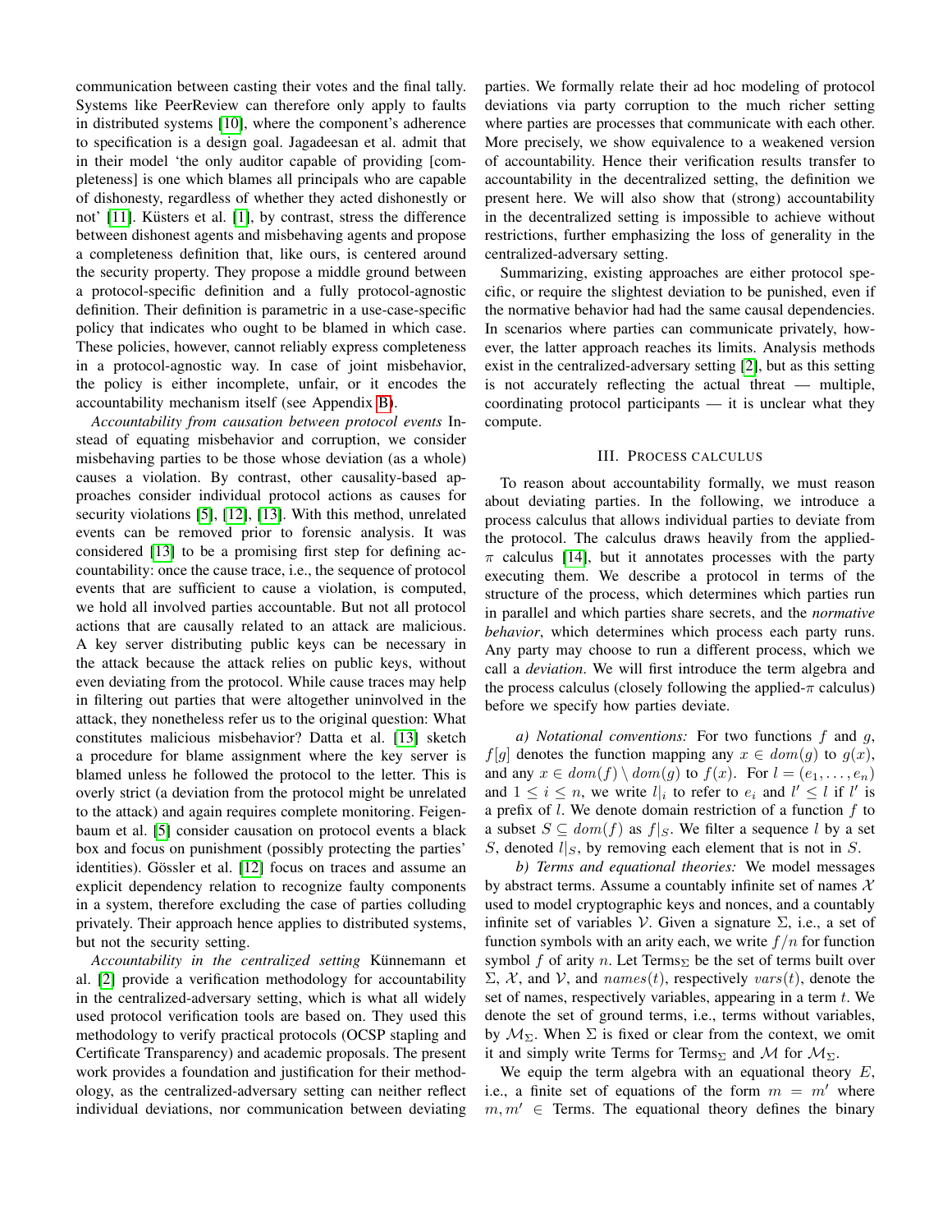communication between casting their votes and the final tally. Systems like PeerReview can therefore only apply to faults in distributed systems [10], where the component's adherence to specification is a design goal. Jagadeesan et al. admit that in their model 'the only auditor capable of providing [completeness] is one which blames all principals who are capable of dishonesty, regardless of whether they acted dishonestly or not' [11]. Küsters et al. [1], by contrast, stress the difference between dishonest agents and misbehaving agents and propose a completeness definition that, like ours, is centered around the security property. They propose a middle ground between a protocol-specific definition and a fully protocol-agnostic definition. Their definition is parametric in a use-case-specific policy that indicates who ought to be blamed in which case. These policies, however, cannot reliably express completeness in a protocol-agnostic way. In case of joint misbehavior, the policy is either incomplete, unfair, or it encodes the accountability mechanism itself (see Appendix B).

*Accountability from causation between protocol events* Instead of equating misbehavior and corruption, we consider misbehaving parties to be those whose deviation (as a whole) causes a violation. By contrast, other causality-based approaches consider individual protocol actions as causes for security violations [5], [12], [13]. With this method, unrelated events can be removed prior to forensic analysis. It was considered [13] to be a promising first step for defining accountability: once the cause trace, i.e., the sequence of protocol events that are sufficient to cause a violation, is computed, we hold all involved parties accountable. But not all protocol actions that are causally related to an attack are malicious. A key server distributing public keys can be necessary in the attack because the attack relies on public keys, without even deviating from the protocol. While cause traces may help in filtering out parties that were altogether uninvolved in the attack, they nonetheless refer us to the original question: What constitutes malicious misbehavior? Datta et al. [13] sketch a procedure for blame assignment where the key server is blamed unless he followed the protocol to the letter. This is overly strict (a deviation from the protocol might be unrelated to the attack) and again requires complete monitoring. Feigenbaum et al. [5] consider causation on protocol events a black box and focus on punishment (possibly protecting the parties' identities). Gössler et al. [12] focus on traces and assume an explicit dependency relation to recognize faulty components in a system, therefore excluding the case of parties colluding privately. Their approach hence applies to distributed systems, but not the security setting.

*Accountability in the centralized setting* Künnemann et al. [2] provide a verification methodology for accountability in the centralized-adversary setting, which is what all widely used protocol verification tools are based on. They used this methodology to verify practical protocols (OCSP stapling and Certificate Transparency) and academic proposals. The present work provides a foundation and justification for their methodology, as the centralized-adversary setting can neither reflect individual deviations, nor communication between deviating parties. We formally relate their ad hoc modeling of protocol deviations via party corruption to the much richer setting where parties are processes that communicate with each other. More precisely, we show equivalence to a weakened version of accountability. Hence their verification results transfer to accountability in the decentralized setting, the definition we present here. We will also show that (strong) accountability in the decentralized setting is impossible to achieve without restrictions, further emphasizing the loss of generality in the centralized-adversary setting.

Summarizing, existing approaches are either protocol specific, or require the slightest deviation to be punished, even if the normative behavior had had the same causal dependencies. In scenarios where parties can communicate privately, however, the latter approach reaches its limits. Analysis methods exist in the centralized-adversary setting [2], but as this setting is not accurately reflecting the actual threat — multiple, coordinating protocol participants — it is unclear what they compute.

## III. Process calculus

To reason about accountability formally, we must reason about deviating parties. In the following, we introduce a process calculus that allows individual parties to deviate from the protocol. The calculus draws heavily from the applied-$\pi$ calculus [14], but it annotates processes with the party executing them. We describe a protocol in terms of the structure of the process, which determines which parties run in parallel and which parties share secrets, and the *normative behavior*, which determines which process each party runs. Any party may choose to run a different process, which we call a *deviation*. We will first introduce the term algebra and the process calculus (closely following the applied-$\pi$ calculus) before we specify how parties deviate.

*a) Notational conventions:* For two functions $f$ and $g$, $f[g]$ denotes the function mapping any $x \in dom(g)$ to $g(x)$, and any $x \in dom(f) \setminus dom(g)$ to $f(x)$. For $l = (e_1, \ldots, e_n)$ and $1 \leq i \leq n$, we write $l|_i$ to refer to $e_i$ and $l' \leq l$ if $l'$ is a prefix of $l$. We denote domain restriction of a function $f$ to a subset $S \subseteq dom(f)$ as $f|_S$. We filter a sequence $l$ by a set $S$, denoted $l|_S$, by removing each element that is not in $S$.

*b) Terms and equational theories:* We model messages by abstract terms. Assume a countably infinite set of names $\mathcal{X}$ used to model cryptographic keys and nonces, and a countably infinite set of variables $\mathcal{V}$. Given a signature $\Sigma$, i.e., a set of function symbols with an arity each, we write $f/n$ for function symbol $f$ of arity $n$. Let $\text{Terms}_\Sigma$ be the set of terms built over $\Sigma$, $\mathcal{X}$, and $\mathcal{V}$, and $names(t)$, respectively $vars(t)$, denote the set of names, respectively variables, appearing in a term $t$. We denote the set of ground terms, i.e., terms without variables, by $\mathcal{M}_\Sigma$. When $\Sigma$ is fixed or clear from the context, we omit it and simply write Terms for $\text{Terms}_\Sigma$ and $\mathcal{M}$ for $\mathcal{M}_\Sigma$.

We equip the term algebra with an equational theory $E$, i.e., a finite set of equations of the form $m = m'$ where $m, m' \in$ Terms. The equational theory defines the binary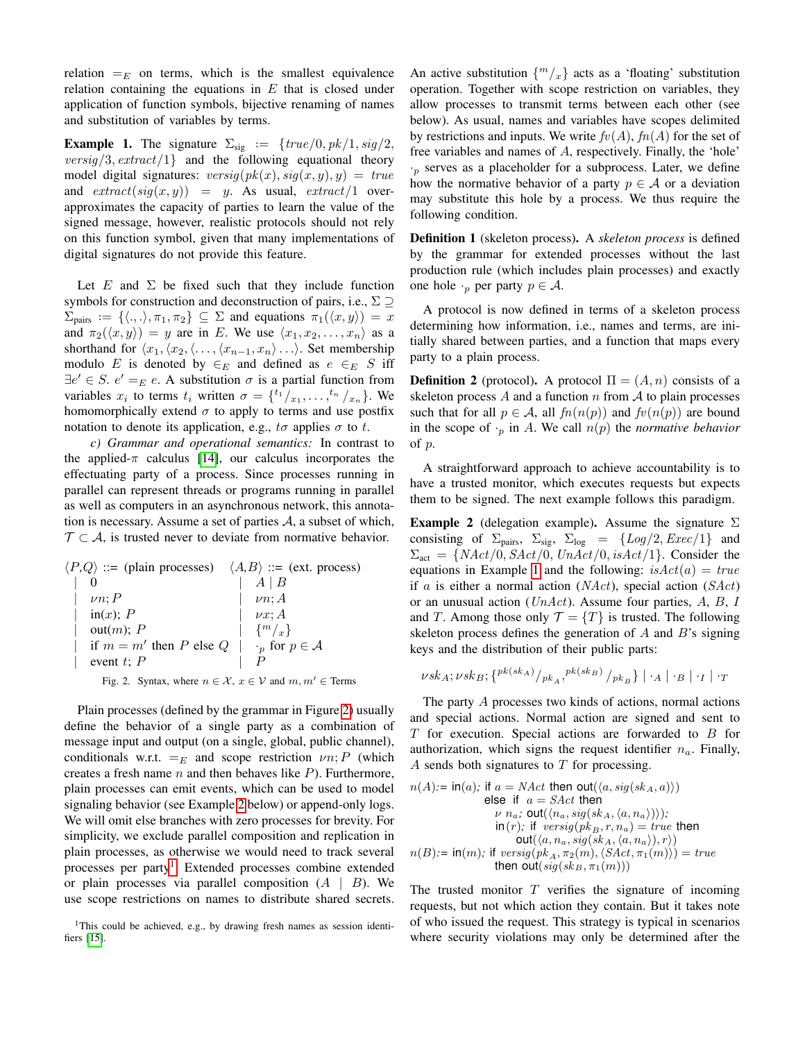relation $=_E$ on terms, which is the smallest equivalence relation containing the equations in $E$ that is closed under application of function symbols, bijective renaming of names and substitution of variables by terms.

**Example 1.** The signature $\Sigma_{\text{sig}} := \{true/0, pk/1, sig/2, versig/3, extract/1\}$ and the following equational theory model digital signatures: $versig(pk(x), sig(x, y), y) = true$ and $extract(sig(x, y)) = y$. As usual, $extract/1$ over-approximates the capacity of parties to learn the value of the signed message, however, realistic protocols should not rely on this function symbol, given that many implementations of digital signatures do not provide this feature.

Let $E$ and $\Sigma$ be fixed such that they include function symbols for construction and deconstruction of pairs, i.e., $\Sigma \supseteq \Sigma_{\text{pairs}} := \{\langle .,. \rangle, \pi_1, \pi_2\} \subseteq \Sigma$ and equations $\pi_1(\langle x, y\rangle) = x$ and $\pi_2(\langle x, y\rangle) = y$ are in $E$. We use $\langle x_1, x_2, \ldots, x_n\rangle$ as a shorthand for $\langle x_1, \langle x_2, \langle \ldots, \langle x_{n-1}, x_n\rangle \ldots \rangle$. Set membership modulo $E$ is denoted by $\in_E$ and defined as $e \in_E S$ iff $\exists e' \in S.\ e' =_E e$. A substitution $\sigma$ is a partial function from variables $x_i$ to terms $t_i$ written $\sigma = \{^{t_1}/_{x_1}, \ldots, ^{t_n}/_{x_n}\}$. We homomorphically extend $\sigma$ to apply to terms and use postfix notation to denote its application, e.g., $t\sigma$ applies $\sigma$ to $t$.

*c) Grammar and operational semantics:* In contrast to the applied-$\pi$ calculus [14], our calculus incorporates the effectuating party of a process. Since processes running in parallel can represent threads or programs running in parallel as well as computers in an asynchronous network, this annotation is necessary. Assume a set of parties $\mathcal{A}$, a subset of which, $\mathcal{T} \subset \mathcal{A}$, is trusted never to deviate from normative behavior.

$$
\begin{array}{lll|lll}
\langle P,Q\rangle & ::= & \text{(plain processes)} & \langle A,B\rangle & ::= & \text{(ext. process)} \\
& | & 0 & & | & A \mid B \\
& | & \nu n; P & & | & \nu n; A \\
& | & \text{in}(x);\ P & & | & \nu x; A \\
& | & \text{out}(m);\ P & & | & \{^m/_x\} \\
& | & \text{if } m = m' \text{ then } P \text{ else } Q & & | & \cdot_p \text{ for } p \in \mathcal{A} \\
& | & \text{event } t;\ P & & | & P
\end{array}
$$

Fig. 2. Syntax, where $n \in \mathcal{X}$, $x \in \mathcal{V}$ and $m, m' \in$ Terms

Plain processes (defined by the grammar in Figure 2) usually define the behavior of a single party as a combination of message input and output (on a single, global, public channel), conditionals w.r.t. $=_E$ and scope restriction $\nu n; P$ (which creates a fresh name $n$ and then behaves like $P$). Furthermore, plain processes can emit events, which can be used to model signaling behavior (see Example 2 below) or append-only logs. We will omit else branches with zero processes for brevity. For simplicity, we exclude parallel composition and replication in plain processes, as otherwise we would need to track several processes per party[1]. Extended processes combine extended or plain processes via parallel composition ($A \mid B$). We use scope restrictions on names to distribute shared secrets. An active substitution $\{^m/_x\}$ acts as a 'floating' substitution operation. Together with scope restriction on variables, they allow processes to transmit terms between each other (see below). As usual, names and variables have scopes delimited by restrictions and inputs. We write $fv(A)$, $fn(A)$ for the set of free variables and names of $A$, respectively. Finally, the 'hole' $\cdot_p$ serves as a placeholder for a subprocess. Later, we define how the normative behavior of a party $p \in \mathcal{A}$ or a deviation may substitute this hole by a process. We thus require the following condition.

[1]This could be achieved, e.g., by drawing fresh names as session identifiers [15].

**Definition 1** (skeleton process). A *skeleton process* is defined by the grammar for extended processes without the last production rule (which includes plain processes) and exactly one hole $\cdot_p$ per party $p \in \mathcal{A}$.

A protocol is now defined in terms of a skeleton process determining how information, i.e., names and terms, are initially shared between parties, and a function that maps every party to a plain process.

**Definition 2** (protocol). A protocol $\Pi = (A, n)$ consists of a skeleton process $A$ and a function $n$ from $\mathcal{A}$ to plain processes such that for all $p \in \mathcal{A}$, all $fn(n(p))$ and $fv(n(p))$ are bound in the scope of $\cdot_p$ in $A$. We call $n(p)$ the *normative behavior* of $p$.

A straightforward approach to achieve accountability is to have a trusted monitor, which executes requests but expects them to be signed. The next example follows this paradigm.

**Example 2** (delegation example). Assume the signature $\Sigma$ consisting of $\Sigma_{\text{pairs}}$, $\Sigma_{\text{sig}}$, $\Sigma_{\text{log}} = \{Log/2, Exec/1\}$ and $\Sigma_{\text{act}} = \{NAct/0, SAct/0, UnAct/0, isAct/1\}$. Consider the equations in Example 1 and the following: $isAct(a) = true$ if $a$ is either a normal action ($NAct$), special action ($SAct$) or an unusual action ($UnAct$). Assume four parties, $A$, $B$, $I$ and $T$. Among those only $\mathcal{T} = \{T\}$ is trusted. The following skeleton process defines the generation of $A$ and $B$'s signing keys and the distribution of their public parts:

$$\nu sk_A; \nu sk_B; \{^{pk(sk_A)}/_{pk_A}, ^{pk(sk_B)}/_{pk_B}\} \mid \cdot_A \mid \cdot_B \mid \cdot_I \mid \cdot_T$$

The party $A$ processes two kinds of actions, normal actions and special actions. Normal action are signed and sent to $T$ for execution. Special actions are forwarded to $B$ for authorization, which signs the request identifier $n_a$. Finally, $A$ sends both signatures to $T$ for processing.

$$
\begin{array}{l}
n(A) := \text{in}(a);\ \text{if } a = NAct \text{ then out}(\langle a, sig(sk_A, a)\rangle) \\
\qquad\qquad \text{else if } a = SAct \text{ then} \\
\qquad\qquad\quad \nu\ n_a;\ \text{out}(\langle n_a, sig(sk_A, \langle a, n_a\rangle)\rangle); \\
\qquad\qquad\quad \text{in}(r);\ \text{if } versig(pk_B, r, n_a) = true \text{ then} \\
\qquad\qquad\qquad \text{out}(\langle a, n_a, sig(sk_A, \langle a, n_a\rangle), r\rangle) \\
n(B) := \text{in}(m);\ \text{if } versig(pk_A, \pi_2(m), \langle SAct, \pi_1(m)\rangle) = true \\
\qquad\qquad \text{then out}(sig(sk_B, \pi_1(m)))
\end{array}
$$

The trusted monitor $T$ verifies the signature of incoming requests, but not which action they contain. But it takes note of who issued the request. This strategy is typical in scenarios where security violations may only be determined after the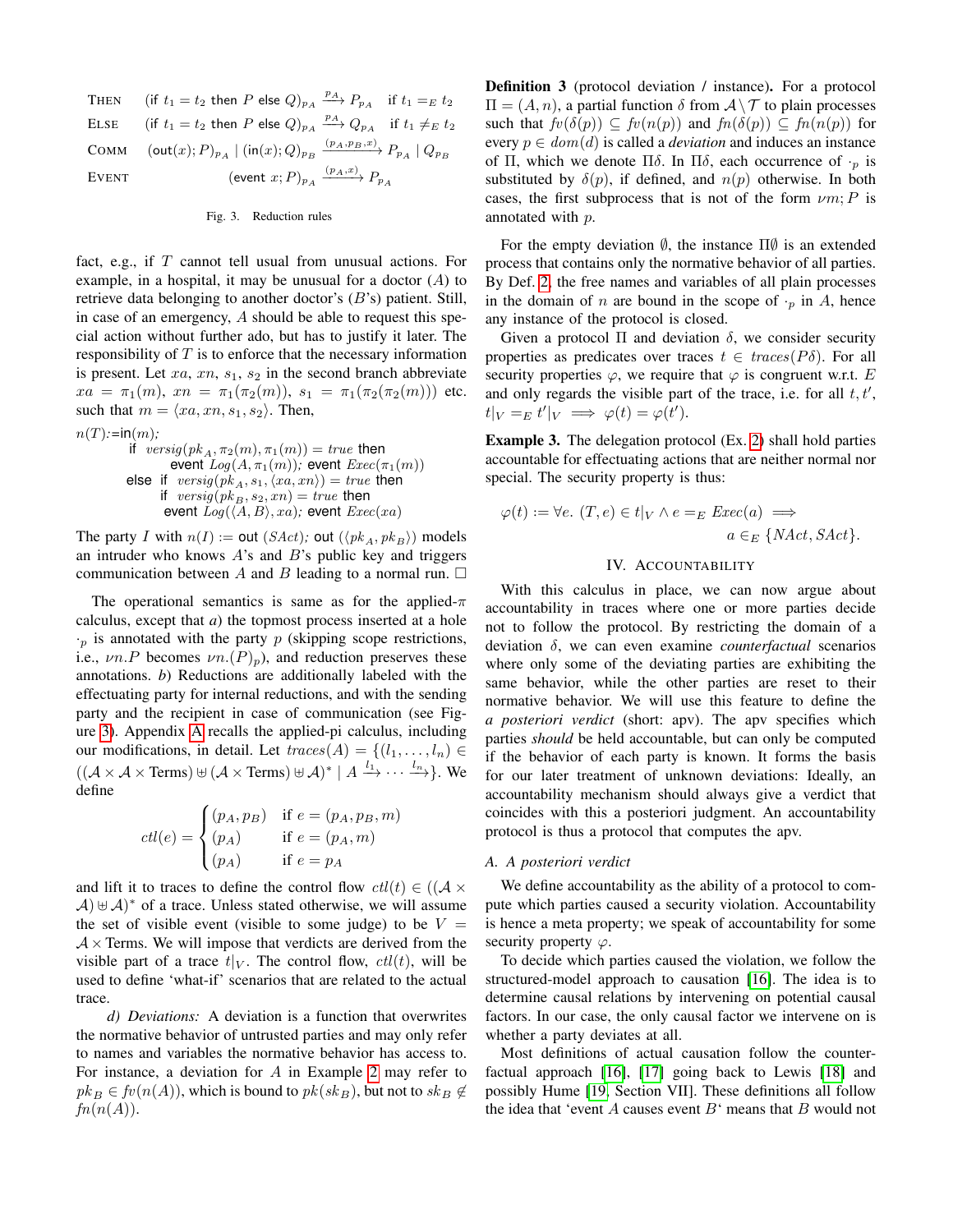$$
\begin{array}{lll}
\text{THEN} & (\text{if } t_1 = t_2 \text{ then } P \text{ else } Q)_{p_A} \xrightarrow{p_A} P_{p_A} & \text{if } t_1 =_E t_2 \\
\text{ELSE} & (\text{if } t_1 = t_2 \text{ then } P \text{ else } Q)_{p_A} \xrightarrow{p_A} Q_{p_A} & \text{if } t_1 \neq_E t_2 \\
\text{COMM} & (\text{out}(x); P)_{p_A} \mid (\text{in}(x); Q)_{p_B} \xrightarrow{(p_A, p_B, x)} P_{p_A} \mid Q_{p_B} & \\
\text{EVENT} & (\text{event } x; P)_{p_A} \xrightarrow{(p_A, x)} P_{p_A} &
\end{array}
$$

Fig. 3. Reduction rules

fact, e.g., if $T$ cannot tell usual from unusual actions. For example, in a hospital, it may be unusual for a doctor ($A$) to retrieve data belonging to another doctor's ($B$'s) patient. Still, in case of an emergency, $A$ should be able to request this special action without further ado, but has to justify it later. The responsibility of $T$ is to enforce that the necessary information is present. Let $xa$, $xn$, $s_1$, $s_2$ in the second branch abbreviate $xa = \pi_1(m)$, $xn = \pi_1(\pi_2(m))$, $s_1 = \pi_1(\pi_2(\pi_2(m)))$ etc. such that $m = \langle xa, xn, s_1, s_2 \rangle$. Then,

$n(T)$:=in($m$);
  if $versig(pk_A, \pi_2(m), \pi_1(m)) = true$ then
    event $Log(A, \pi_1(m))$; event $Exec(\pi_1(m))$
  else if $versig(pk_A, s_1, \langle xa, xn \rangle) = true$ then
    if $versig(pk_B, s_2, xn) = true$ then
    event $Log(\langle A, B \rangle, xa)$; event $Exec(xa)$

The party $I$ with $n(I) :=$ out $(SAct)$; out $(\langle pk_A, pk_B \rangle)$ models an intruder who knows $A$'s and $B$'s public key and triggers communication between $A$ and $B$ leading to a normal run. □

The operational semantics is same as for the applied-$\pi$ calculus, except that *a*) the topmost process inserted at a hole $\cdot_p$ is annotated with the party $p$ (skipping scope restrictions, i.e., $\nu n.P$ becomes $\nu n.(P)_p$), and reduction preserves these annotations. *b*) Reductions are additionally labeled with the effectuating party for internal reductions, and with the sending party and the recipient in case of communication (see Figure 3). Appendix A recalls the applied-pi calculus, including our modifications, in detail. Let $traces(A) = \{(l_1, \ldots, l_n) \in ((\mathcal{A} \times \mathcal{A} \times \text{Terms}) \uplus (\mathcal{A} \times \text{Terms}) \uplus \mathcal{A})^* \mid A \xrightarrow{l_1} \cdots \xrightarrow{l_n}\}$. We define

$$
ctl(e) = \begin{cases} (p_A, p_B) & \text{if } e = (p_A, p_B, m) \\ (p_A) & \text{if } e = (p_A, m) \\ (p_A) & \text{if } e = p_A \end{cases}
$$

and lift it to traces to define the control flow $ctl(t) \in ((\mathcal{A} \times \mathcal{A}) \uplus \mathcal{A})^*$ of a trace. Unless stated otherwise, we will assume the set of visible event (visible to some judge) to be $V = \mathcal{A} \times \text{Terms}$. We will impose that verdicts are derived from the visible part of a trace $t|_V$. The control flow, $ctl(t)$, will be used to define 'what-if' scenarios that are related to the actual trace.

*d) Deviations:* A deviation is a function that overwrites the normative behavior of untrusted parties and may only refer to names and variables the normative behavior has access to. For instance, a deviation for $A$ in Example 2 may refer to $pk_B \in fv(n(A))$, which is bound to $pk(sk_B)$, but not to $sk_B \notin fn(n(A))$.

**Definition 3** (protocol deviation / instance)**.** For a protocol $\Pi = (A, n)$, a partial function $\delta$ from $\mathcal{A} \setminus \mathcal{T}$ to plain processes such that $fv(\delta(p)) \subseteq fv(n(p))$ and $fn(\delta(p)) \subseteq fn(n(p))$ for every $p \in dom(d)$ is called a *deviation* and induces an instance of $\Pi$, which we denote $\Pi\delta$. In $\Pi\delta$, each occurrence of $\cdot_p$ is substituted by $\delta(p)$, if defined, and $n(p)$ otherwise. In both cases, the first subprocess that is not of the form $\nu m; P$ is annotated with $p$.

For the empty deviation $\emptyset$, the instance $\Pi\emptyset$ is an extended process that contains only the normative behavior of all parties. By Def. 2, the free names and variables of all plain processes in the domain of $n$ are bound in the scope of $\cdot_p$ in $A$, hence any instance of the protocol is closed.

Given a protocol $\Pi$ and deviation $\delta$, we consider security properties as predicates over traces $t \in traces(P\delta)$. For all security properties $\varphi$, we require that $\varphi$ is congruent w.r.t. $E$ and only regards the visible part of the trace, i.e. for all $t, t'$, $t|_V =_E t'|_V \implies \varphi(t) = \varphi(t')$.

**Example 3.** The delegation protocol (Ex. 2) shall hold parties accountable for effectuating actions that are neither normal nor special. The security property is thus:

$$
\varphi(t) := \forall e.\ (T, e) \in t|_V \wedge e =_E Exec(a) \implies a \in_E \{NAct, SAct\}.
$$

## IV. Accountability

With this calculus in place, we can now argue about accountability in traces where one or more parties decide not to follow the protocol. By restricting the domain of a deviation $\delta$, we can even examine *counterfactual* scenarios where only some of the deviating parties are exhibiting the same behavior, while the other parties are reset to their normative behavior. We will use this feature to define the *a posteriori verdict* (short: apv). The apv specifies which parties *should* be held accountable, but can only be computed if the behavior of each party is known. It forms the basis for our later treatment of unknown deviations: Ideally, an accountability mechanism should always give a verdict that coincides with this a posteriori judgment. An accountability protocol is thus a protocol that computes the apv.

### A. A posteriori verdict

We define accountability as the ability of a protocol to compute which parties caused a security violation. Accountability is hence a meta property; we speak of accountability for some security property $\varphi$.

To decide which parties caused the violation, we follow the structured-model approach to causation [16]. The idea is to determine causal relations by intervening on potential causal factors. In our case, the only causal factor we intervene on is whether a party deviates at all.

Most definitions of actual causation follow the counterfactual approach [16], [17] going back to Lewis [18] and possibly Hume [19, Section VII]. These definitions all follow the idea that 'event $A$ causes event $B$' means that $B$ would not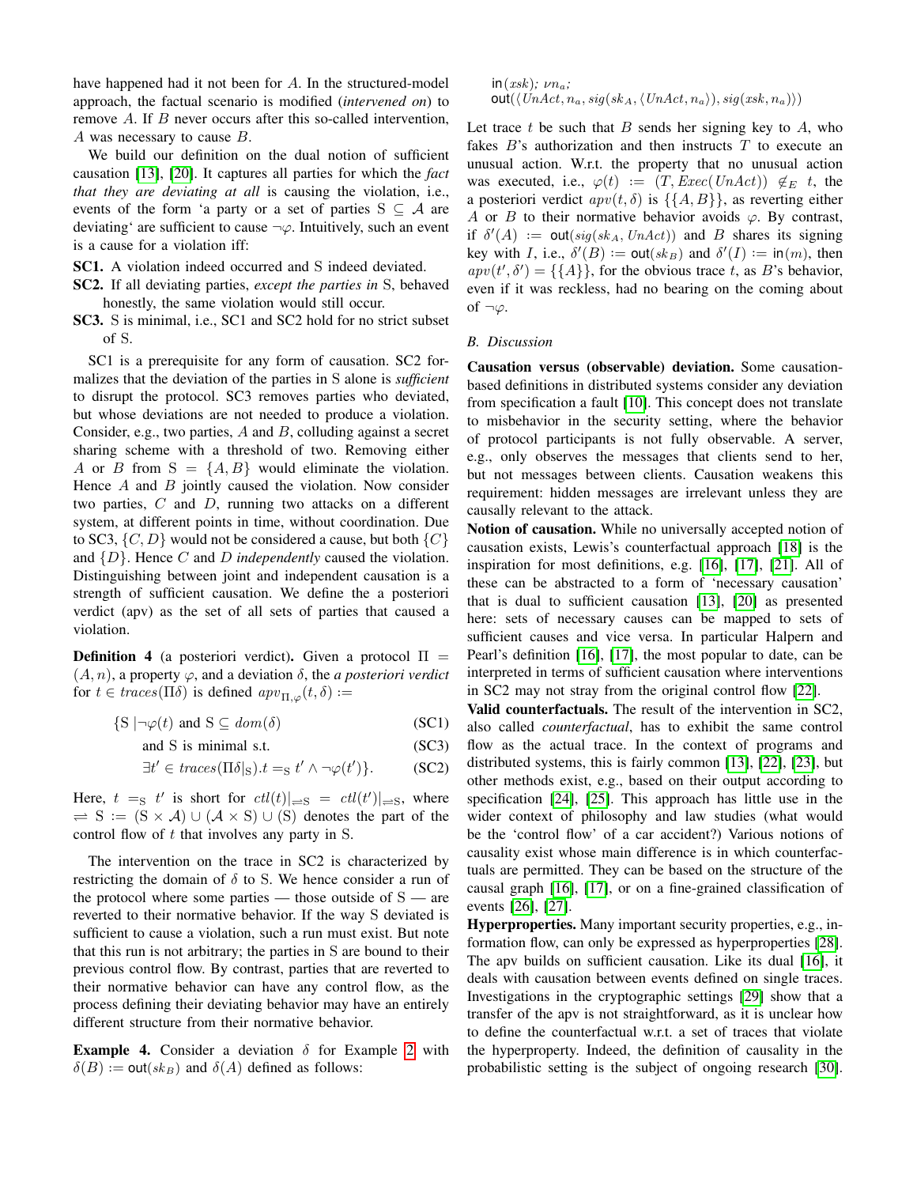have happened had it not been for $A$. In the structured-model approach, the factual scenario is modified (*intervened on*) to remove $A$. If $B$ never occurs after this so-called intervention, $A$ was necessary to cause $B$.

We build our definition on the dual notion of sufficient causation [13], [20]. It captures all parties for which the *fact that they are deviating at all* is causing the violation, i.e., events of the form 'a party or a set of parties $S \subseteq \mathcal{A}$ are deviating' are sufficient to cause $\neg\varphi$. Intuitively, such an event is a cause for a violation iff:

**SC1.** A violation indeed occurred and S indeed deviated.

**SC2.** If all deviating parties, *except the parties in* S, behaved honestly, the same violation would still occur.

**SC3.** S is minimal, i.e., SC1 and SC2 hold for no strict subset of S.

SC1 is a prerequisite for any form of causation. SC2 formalizes that the deviation of the parties in S alone is *sufficient* to disrupt the protocol. SC3 removes parties who deviated, but whose deviations are not needed to produce a violation. Consider, e.g., two parties, $A$ and $B$, colluding against a secret sharing scheme with a threshold of two. Removing either $A$ or $B$ from $S = \{A, B\}$ would eliminate the violation. Hence $A$ and $B$ jointly caused the violation. Now consider two parties, $C$ and $D$, running two attacks on a different system, at different points in time, without coordination. Due to SC3, $\{C, D\}$ would not be considered a cause, but both $\{C\}$ and $\{D\}$. Hence $C$ and $D$ *independently* caused the violation. Distinguishing between joint and independent causation is a strength of sufficient causation. We define the a posteriori verdict (apv) as the set of all sets of parties that caused a violation.

**Definition 4** (a posteriori verdict)**.** Given a protocol $\Pi = (A, n)$, a property $\varphi$, and a deviation $\delta$, the *a posteriori verdict* for $t \in traces(\Pi\delta)$ is defined $apv_{\Pi,\varphi}(t, \delta) :=$

$$\{S \mid \neg\varphi(t) \text{ and } S \subseteq dom(\delta) \quad \text{(SC1)}$$

$$\text{and S is minimal s.t.} \quad \text{(SC3)}$$

$$\exists t' \in traces(\Pi\delta|_S). t =_S t' \wedge \neg\varphi(t')\}. \quad \text{(SC2)}$$

Here, $t =_S t'$ is short for $ctl(t)|_{\rightleftharpoons S} = ctl(t')|_{\rightleftharpoons S}$, where $\rightleftharpoons S := (S \times \mathcal{A}) \cup (\mathcal{A} \times S) \cup (S)$ denotes the part of the control flow of $t$ that involves any party in S.

The intervention on the trace in SC2 is characterized by restricting the domain of $\delta$ to S. We hence consider a run of the protocol where some parties — those outside of S — are reverted to their normative behavior. If the way S deviated is sufficient to cause a violation, such a run must exist. But note that this run is not arbitrary; the parties in S are bound to their previous control flow. By contrast, parties that are reverted to their normative behavior can have any control flow, as the process defining their deviating behavior may have an entirely different structure from their normative behavior.

**Example 4.** Consider a deviation $\delta$ for Example 2 with $\delta(B) := \mathsf{out}(sk_B)$ and $\delta(A)$ defined as follows:

$\mathsf{in}(xsk);\ \nu n_a;$
$\mathsf{out}(\langle UnAct, n_a, sig(sk_A, \langle UnAct, n_a\rangle), sig(xsk, n_a)\rangle)$

Let trace $t$ be such that $B$ sends her signing key to $A$, who fakes $B$'s authorization and then instructs $T$ to execute an unusual action. W.r.t. the property that no unusual action was executed, i.e., $\varphi(t) := (T, Exec(UnAct)) \notin_E t$, the a posteriori verdict $apv(t, \delta)$ is $\{\{A, B\}\}$, as reverting either $A$ or $B$ to their normative behavior avoids $\varphi$. By contrast, if $\delta'(A) := \mathsf{out}(sig(sk_A, UnAct))$ and $B$ shares its signing key with $I$, i.e., $\delta'(B) := \mathsf{out}(sk_B)$ and $\delta'(I) := \mathsf{in}(m)$, then $apv(t', \delta') = \{\{A\}\}$, for the obvious trace $t$, as $B$'s behavior, even if it was reckless, had no bearing on the coming about of $\neg\varphi$.

### B. Discussion

**Causation versus (observable) deviation.** Some causation-based definitions in distributed systems consider any deviation from specification a fault [10]. This concept does not translate to misbehavior in the security setting, where the behavior of protocol participants is not fully observable. A server, e.g., only observes the messages that clients send to her, but not messages between clients. Causation weakens this requirement: hidden messages are irrelevant unless they are causally relevant to the attack.

**Notion of causation.** While no universally accepted notion of causation exists, Lewis's counterfactual approach [18] is the inspiration for most definitions, e.g. [16], [17], [21]. All of these can be abstracted to a form of 'necessary causation' that is dual to sufficient causation [13], [20] as presented here: sets of necessary causes can be mapped to sets of sufficient causes and vice versa. In particular Halpern and Pearl's definition [16], [17], the most popular to date, can be interpreted in terms of sufficient causation where interventions in SC2 may not stray from the original control flow [22].

**Valid counterfactuals.** The result of the intervention in SC2, also called *counterfactual*, has to exhibit the same control flow as the actual trace. In the context of programs and distributed systems, this is fairly common [13], [22], [23], but other methods exist, e.g., based on their output according to specification [24], [25]. This approach has little use in the wider context of philosophy and law studies (what would be the 'control flow' of a car accident?) Various notions of causality exist whose main difference is in which counterfactuals are permitted. They can be based on the structure of the causal graph [16], [17], or on a fine-grained classification of events [26], [27].

**Hyperproperties.** Many important security properties, e.g., information flow, can only be expressed as hyperproperties [28]. The apv builds on sufficient causation. Like its dual [16], it deals with causation between events defined on single traces. Investigations in the cryptographic settings [29] show that a transfer of the apv is not straightforward, as it is unclear how to define the counterfactual w.r.t. a set of traces that violate the hyperproperty. Indeed, the definition of causality in the probabilistic setting is the subject of ongoing research [30].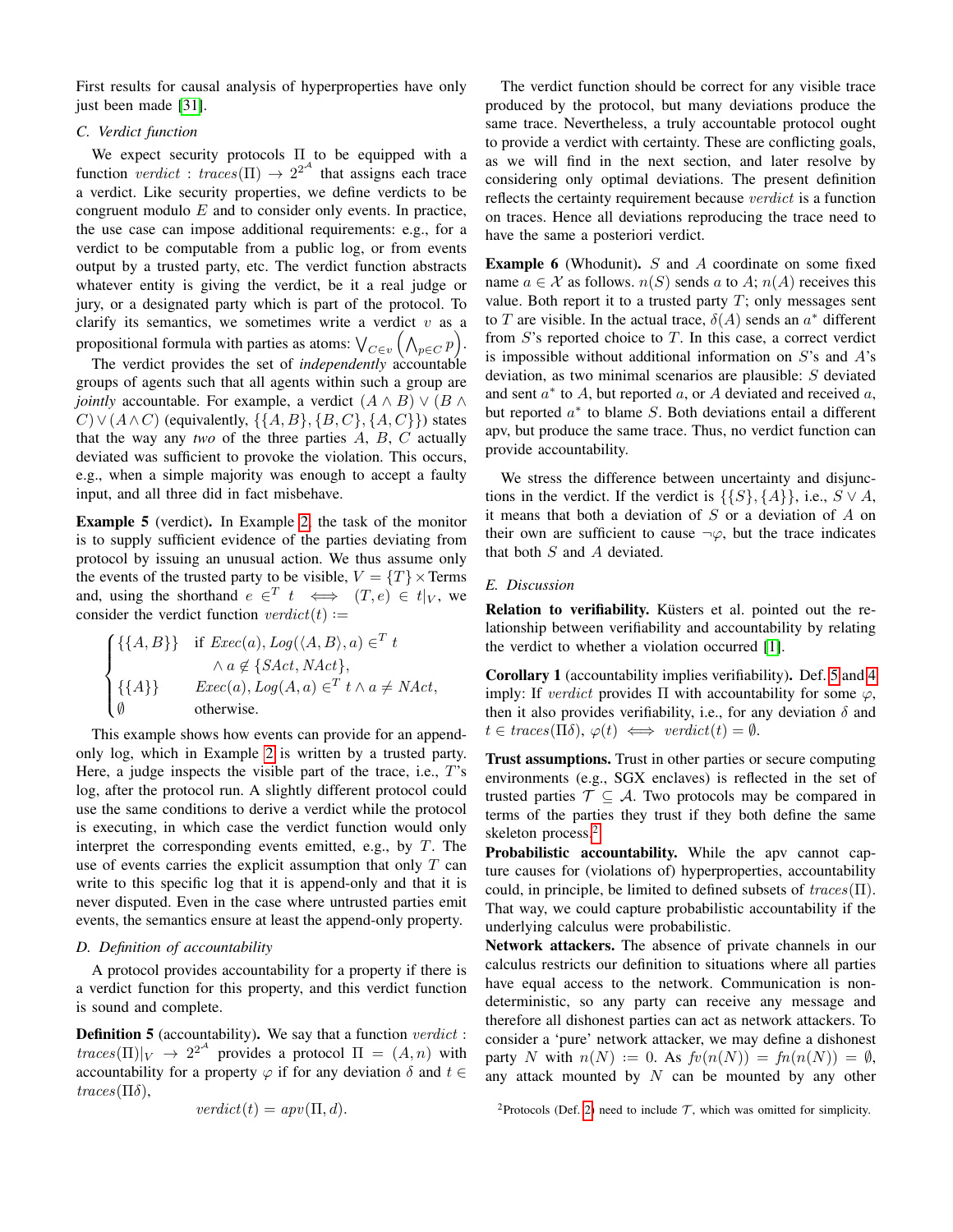First results for causal analysis of hyperproperties have only just been made [31].

### C. Verdict function

We expect security protocols $\Pi$ to be equipped with a function $\mathit{verdict} : \mathit{traces}(\Pi) \to 2^{2^{\mathcal{A}}}$ that assigns each trace a verdict. Like security properties, we define verdicts to be congruent modulo $E$ and to consider only events. In practice, the use case can impose additional requirements: e.g., for a verdict to be computable from a public log, or from events output by a trusted party, etc. The verdict function abstracts whatever entity is giving the verdict, be it a real judge or jury, or a designated party which is part of the protocol. To clarify its semantics, we sometimes write a verdict $v$ as a propositional formula with parties as atoms: $\bigvee_{C \in v} \left( \bigwedge_{p \in C} p \right)$.

The verdict provides the set of *independently* accountable groups of agents such that all agents within such a group are *jointly* accountable. For example, a verdict $(A \wedge B) \vee (B \wedge C) \vee (A \wedge C)$ (equivalently, $\{\{A, B\}, \{B, C\}, \{A, C\}\}$) states that the way any *two* of the three parties $A$, $B$, $C$ actually deviated was sufficient to provoke the violation. This occurs, e.g., when a simple majority was enough to accept a faulty input, and all three did in fact misbehave.

**Example 5** (verdict)**.** In Example 2, the task of the monitor is to supply sufficient evidence of the parties deviating from protocol by issuing an unusual action. We thus assume only the events of the trusted party to be visible, $V = \{T\} \times \mathrm{Terms}$ and, using the shorthand $e \in^T t \iff (T, e) \in t|_V$, we consider the verdict function $\mathit{verdict}(t) :=$

$$
\begin{cases}
\{\{A, B\}\} & \text{if } \mathit{Exec}(a), \mathit{Log}(\langle A, B \rangle, a) \in^T t \\
 & \quad \wedge\, a \notin \{\mathit{SAct}, \mathit{NAct}\}, \\
\{\{A\}\} & \quad \mathit{Exec}(a), \mathit{Log}(A, a) \in^T t \wedge a \neq \mathit{NAct}, \\
\emptyset & \text{otherwise.}
\end{cases}
$$

This example shows how events can provide for an append-only log, which in Example 2 is written by a trusted party. Here, a judge inspects the visible part of the trace, i.e., $T$'s log, after the protocol run. A slightly different protocol could use the same conditions to derive a verdict while the protocol is executing, in which case the verdict function would only interpret the corresponding events emitted, e.g., by $T$. The use of events carries the explicit assumption that only $T$ can write to this specific log that it is append-only and that it is never disputed. Even in the case where untrusted parties emit events, the semantics ensure at least the append-only property.

### D. Definition of accountability

A protocol provides accountability for a property if there is a verdict function for this property, and this verdict function is sound and complete.

**Definition 5** (accountability)**.** We say that a function $\mathit{verdict} : \mathit{traces}(\Pi)|_V \to 2^{2^{\mathcal{A}}}$ provides a protocol $\Pi = (A, n)$ with accountability for a property $\varphi$ if for any deviation $\delta$ and $t \in \mathit{traces}(\Pi\delta)$,

$$\mathit{verdict}(t) = \mathit{apv}(\Pi, d).$$

The verdict function should be correct for any visible trace produced by the protocol, but many deviations produce the same trace. Nevertheless, a truly accountable protocol ought to provide a verdict with certainty. These are conflicting goals, as we will find in the next section, and later resolve by considering only optimal deviations. The present definition reflects the certainty requirement because $\mathit{verdict}$ is a function on traces. Hence all deviations reproducing the trace need to have the same a posteriori verdict.

**Example 6** (Whodunit)**.** $S$ and $A$ coordinate on some fixed name $a \in \mathcal{X}$ as follows. $n(S)$ sends $a$ to $A$; $n(A)$ receives this value. Both report it to a trusted party $T$; only messages sent to $T$ are visible. In the actual trace, $\delta(A)$ sends an $a^*$ different from $S$'s reported choice to $T$. In this case, a correct verdict is impossible without additional information on $S$'s and $A$'s deviation, as two minimal scenarios are plausible: $S$ deviated and sent $a^*$ to $A$, but reported $a$, or $A$ deviated and received $a$, but reported $a^*$ to blame $S$. Both deviations entail a different apv, but produce the same trace. Thus, no verdict function can provide accountability.

We stress the difference between uncertainty and disjunctions in the verdict. If the verdict is $\{\{S\}, \{A\}\}$, i.e., $S \vee A$, it means that both a deviation of $S$ or a deviation of $A$ on their own are sufficient to cause $\neg\varphi$, but the trace indicates that both $S$ and $A$ deviated.

### E. Discussion

**Relation to verifiability.** Küsters et al. pointed out the relationship between verifiability and accountability by relating the verdict to whether a violation occurred [1].

**Corollary 1** (accountability implies verifiability)**.** Def. 5 and 4 imply: If $\mathit{verdict}$ provides $\Pi$ with accountability for some $\varphi$, then it also provides verifiability, i.e., for any deviation $\delta$ and $t \in \mathit{traces}(\Pi\delta)$, $\varphi(t) \iff \mathit{verdict}(t) = \emptyset$.

**Trust assumptions.** Trust in other parties or secure computing environments (e.g., SGX enclaves) is reflected in the set of trusted parties $\mathcal{T} \subseteq \mathcal{A}$. Two protocols may be compared in terms of the parties they trust if they both define the same skeleton process.[2]

**Probabilistic accountability.** While the apv cannot capture causes for (violations of) hyperproperties, accountability could, in principle, be limited to defined subsets of $\mathit{traces}(\Pi)$. That way, we could capture probabilistic accountability if the underlying calculus were probabilistic.

**Network attackers.** The absence of private channels in our calculus restricts our definition to situations where all parties have equal access to the network. Communication is non-deterministic, so any party can receive any message and therefore all dishonest parties can act as network attackers. To consider a 'pure' network attacker, we may define a dishonest party $N$ with $n(N) := 0$. As $\mathit{fv}(n(N)) = \mathit{fn}(n(N)) = \emptyset$, any attack mounted by $N$ can be mounted by any other

[2] Protocols (Def. 2) need to include $\mathcal{T}$, which was omitted for simplicity.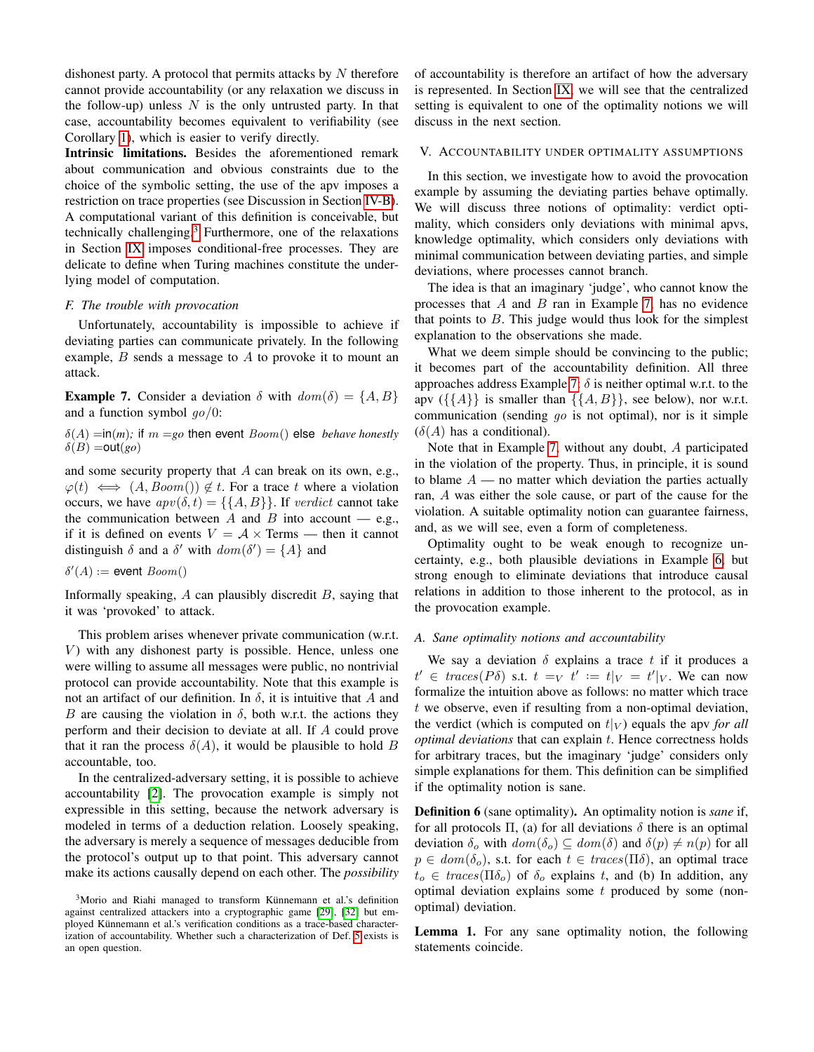dishonest party. A protocol that permits attacks by $N$ therefore cannot provide accountability (or any relaxation we discuss in the follow-up) unless $N$ is the only untrusted party. In that case, accountability becomes equivalent to verifiability (see Corollary 1), which is easier to verify directly.

**Intrinsic limitations.** Besides the aforementioned remark about communication and obvious constraints due to the choice of the symbolic setting, the use of the apv imposes a restriction on trace properties (see Discussion in Section IV-B). A computational variant of this definition is conceivable, but technically challenging.[3] Furthermore, one of the relaxations in Section IX imposes conditional-free processes. They are delicate to define when Turing machines constitute the underlying model of computation.

### F. The trouble with provocation

Unfortunately, accountability is impossible to achieve if deviating parties can communicate privately. In the following example, $B$ sends a message to $A$ to provoke it to mount an attack.

**Example 7.** Consider a deviation $\delta$ with $dom(\delta) = \{A, B\}$ and a function symbol $go/0$:

$\delta(A) = \mathsf{in}(m)$; if $m = go$ then event $Boom()$ else *behave honestly*
$\delta(B) = \mathsf{out}(go)$

and some security property that $A$ can break on its own, e.g., $\varphi(t) \iff (A, Boom()) \notin t$. For a trace $t$ where a violation occurs, we have $apv(\delta, t) = \{\{A, B\}\}$. If $verdict$ cannot take the communication between $A$ and $B$ into account — e.g., if it is defined on events $V = \mathcal{A} \times \text{Terms}$ — then it cannot distinguish $\delta$ and a $\delta'$ with $dom(\delta') = \{A\}$ and

$\delta'(A) :=$ event $Boom()$

Informally speaking, $A$ can plausibly discredit $B$, saying that it was 'provoked' to attack.

This problem arises whenever private communication (w.r.t. $V$) with any dishonest party is possible. Hence, unless one were willing to assume all messages were public, no nontrivial protocol can provide accountability. Note that this example is not an artifact of our definition. In $\delta$, it is intuitive that $A$ and $B$ are causing the violation in $\delta$, both w.r.t. the actions they perform and their decision to deviate at all. If $A$ could prove that it ran the process $\delta(A)$, it would be plausible to hold $B$ accountable, too.

In the centralized-adversary setting, it is possible to achieve accountability [2]. The provocation example is simply not expressible in this setting, because the network adversary is modeled in terms of a deduction relation. Loosely speaking, the adversary is merely a sequence of messages deducible from the protocol's output up to that point. This adversary cannot make its actions causally depend on each other. The *possibility* of accountability is therefore an artifact of how the adversary is represented. In Section IX, we will see that the centralized setting is equivalent to one of the optimality notions we will discuss in the next section.

[3] Morio and Riahi managed to transform Künnemann et al.'s definition against centralized attackers into a cryptographic game [29], [32] but employed Künnemann et al.'s verification conditions as a trace-based characterization of accountability. Whether such a characterization of Def. 5 exists is an open question.

## V. Accountability under optimality assumptions

In this section, we investigate how to avoid the provocation example by assuming the deviating parties behave optimally. We will discuss three notions of optimality: verdict optimality, which considers only deviations with minimal apvs, knowledge optimality, which considers only deviations with minimal communication between deviating parties, and simple deviations, where processes cannot branch.

The idea is that an imaginary 'judge', who cannot know the processes that $A$ and $B$ ran in Example 7, has no evidence that points to $B$. This judge would thus look for the simplest explanation to the observations she made.

What we deem simple should be convincing to the public; it becomes part of the accountability definition. All three approaches address Example 7: $\delta$ is neither optimal w.r.t. to the apv ($\{\{A\}\}$ is smaller than $\{\{A, B\}\}$, see below), nor w.r.t. communication (sending $go$ is not optimal), nor is it simple ($\delta(A)$ has a conditional).

Note that in Example 7, without any doubt, $A$ participated in the violation of the property. Thus, in principle, it is sound to blame $A$ — no matter which deviation the parties actually ran, $A$ was either the sole cause, or part of the cause for the violation. A suitable optimality notion can guarantee fairness, and, as we will see, even a form of completeness.

Optimality ought to be weak enough to recognize uncertainty, e.g., both plausible deviations in Example 6, but strong enough to eliminate deviations that introduce causal relations in addition to those inherent to the protocol, as in the provocation example.

### A. Sane optimality notions and accountability

We say a deviation $\delta$ explains a trace $t$ if it produces a $t' \in traces(P\delta)$ s.t. $t =_V t' := t|_V = t'|_V$. We can now formalize the intuition above as follows: no matter which trace $t$ we observe, even if resulting from a non-optimal deviation, the verdict (which is computed on $t|_V$) equals the apv *for all optimal deviations* that can explain $t$. Hence correctness holds for arbitrary traces, but the imaginary 'judge' considers only simple explanations for them. This definition can be simplified if the optimality notion is sane.

**Definition 6** (sane optimality)**.** An optimality notion is *sane* if, for all protocols $\Pi$, (a) for all deviations $\delta$ there is an optimal deviation $\delta_o$ with $dom(\delta_o) \subseteq dom(\delta)$ and $\delta(p) \neq n(p)$ for all $p \in dom(\delta_o)$, s.t. for each $t \in traces(\Pi\delta)$, an optimal trace $t_o \in traces(\Pi\delta_o)$ of $\delta_o$ explains $t$, and (b) In addition, any optimal deviation explains some $t$ produced by some (non-optimal) deviation.

**Lemma 1.** For any sane optimality notion, the following statements coincide.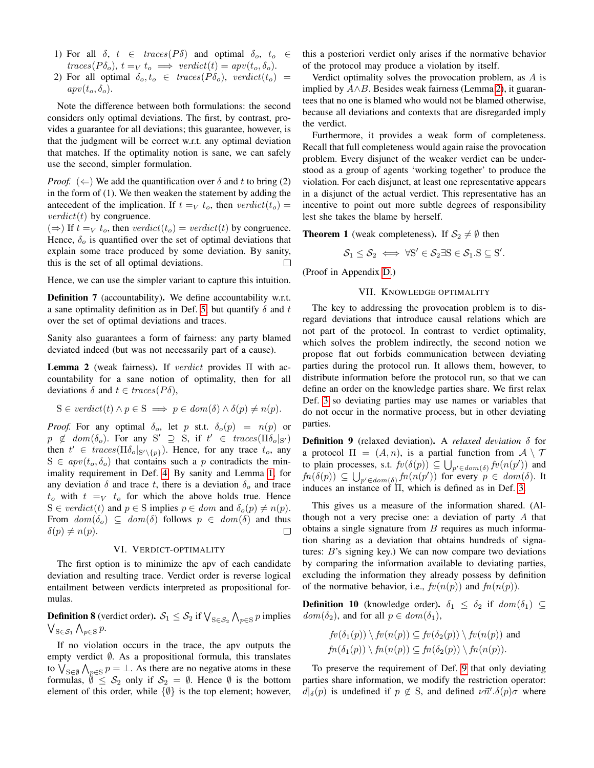1) For all $\delta,\ t \in \mathit{traces}(P\delta)$ and optimal $\delta_o,\ t_o \in \mathit{traces}(P\delta_o)$, $t =_V t_o \implies \mathit{verdict}(t) = \mathit{apv}(t_o, \delta_o)$.
2) For all optimal $\delta_o, t_o \in \mathit{traces}(P\delta_o)$, $\mathit{verdict}(t_o) = \mathit{apv}(t_o, \delta_o)$.

Note the difference between both formulations: the second considers only optimal deviations. The first, by contrast, provides a guarantee for all deviations; this guarantee, however, is that the judgment will be correct w.r.t. any optimal deviation that matches. If the optimality notion is sane, we can safely use the second, simpler formulation.

*Proof.* ($\Leftarrow$) We add the quantification over $\delta$ and $t$ to bring (2) in the form of (1). We then weaken the statement by adding the antecedent of the implication. If $t =_V t_o$, then $\mathit{verdict}(t_o) = \mathit{verdict}(t)$ by congruence.
($\Rightarrow$) If $t =_V t_o$, then $\mathit{verdict}(t_o) = \mathit{verdict}(t)$ by congruence. Hence, $\delta_o$ is quantified over the set of optimal deviations that explain some trace produced by some deviation. By sanity, this is the set of all optimal deviations. □

Hence, we can use the simpler variant to capture this intuition.

**Definition 7** (accountability)**.** We define accountability w.r.t. a sane optimality definition as in Def. 5, but quantify $\delta$ and $t$ over the set of optimal deviations and traces.

Sanity also guarantees a form of fairness: any party blamed deviated indeed (but was not necessarily part of a cause).

**Lemma 2** (weak fairness)**.** If $\mathit{verdict}$ provides $\Pi$ with accountability for a sane notion of optimality, then for all deviations $\delta$ and $t \in \mathit{traces}(P\delta)$,

$$\mathrm{S} \in \mathit{verdict}(t) \wedge p \in \mathrm{S} \implies p \in \mathit{dom}(\delta) \wedge \delta(p) \neq n(p).$$

*Proof.* For any optimal $\delta_o$, let $p$ st.t. $\delta_o(p) = n(p)$ or $p \notin \mathit{dom}(\delta_o)$. For any $\mathrm{S}' \supseteq \mathrm{S}$, if $t' \in \mathit{traces}(\Pi\delta_o|_{\mathrm{S}'})$ then $t' \in \mathit{traces}(\Pi\delta_o|_{\mathrm{S}'\setminus\{p\}})$. Hence, for any trace $t_o$, any $\mathrm{S} \in \mathit{apv}(t_o, \delta_o)$ that contains such a $p$ contradicts the minimality requirement in Def. 4. By sanity and Lemma 1, for any deviation $\delta$ and trace $t$, there is a deviation $\delta_o$ and trace $t_o$ with $t =_V t_o$ for which the above holds true. Hence $\mathrm{S} \in \mathit{verdict}(t)$ and $p \in \mathrm{S}$ implies $p \in \mathit{dom}$ and $\delta_o(p) \neq n(p)$. From $\mathit{dom}(\delta_o) \subseteq \mathit{dom}(\delta)$ follows $p \in \mathit{dom}(\delta)$ and thus $\delta(p) \neq n(p)$. □

## VI. Verdict-Optimality

The first option is to minimize the apv of each candidate deviation and resulting trace. Verdict order is reverse logical entailment between verdicts interpreted as propositional formulas.

**Definition 8** (verdict order)**.** $\mathcal{S}_1 \leq \mathcal{S}_2$ if $\bigvee_{\mathrm{S}\in\mathcal{S}_2} \bigwedge_{p\in\mathrm{S}} p$ implies $\bigvee_{\mathrm{S}\in\mathcal{S}_1} \bigwedge_{p\in\mathrm{S}} p$.

If no violation occurs in the trace, the apv outputs the empty verdict $\emptyset$. As a propositional formula, this translates to $\bigvee_{\mathrm{S}\in\emptyset} \bigwedge_{p\in\mathrm{S}} p = \bot$. As there are no negative atoms in these formulas, $\emptyset \leq \mathcal{S}_2$ only if $\mathcal{S}_2 = \emptyset$. Hence $\emptyset$ is the bottom element of this order, while $\{\emptyset\}$ is the top element; however, this a posteriori verdict only arises if the normative behavior of the protocol may produce a violation by itself.

Verdict optimality solves the provocation problem, as $A$ is implied by $A \wedge B$. Besides weak fairness (Lemma 2), it guarantees that no one is blamed who would not be blamed otherwise, because all deviations and contexts that are disregarded imply the verdict.

Furthermore, it provides a weak form of completeness. Recall that full completeness would again raise the provocation problem. Every disjunct of the weaker verdict can be understood as a group of agents 'working together' to produce the violation. For each disjunct, at least one representative appears in a disjunct of the actual verdict. This representative has an incentive to point out more subtle degrees of responsibility lest she takes the blame by herself.

**Theorem 1** (weak completeness)**.** If $\mathcal{S}_2 \neq \emptyset$ then

$$\mathcal{S}_1 \leq \mathcal{S}_2 \iff \forall \mathrm{S}' \in \mathcal{S}_2 \exists \mathrm{S} \in \mathcal{S}_1 . \mathrm{S} \subseteq \mathrm{S}'.$$

(Proof in Appendix D)

## VII. Knowledge Optimality

The key to addressing the provocation problem is to disregard deviations that introduce causal relations which are not part of the protocol. In contrast to verdict optimality, which solves the problem indirectly, the second notion we propose flat out forbids communication between deviating parties during the protocol run. It allows them, however, to distribute information before the protocol run, so that we can define an order on the knowledge parties share. We first relax Def. 3 so deviating parties may use names or variables that do not occur in the normative process, but in other deviating parties.

**Definition 9** (relaxed deviation)**.** A *relaxed deviation* $\delta$ for a protocol $\Pi = (A, n)$, is a partial function from $\mathcal{A} \setminus \mathcal{T}$ to plain processes, s.t. $\mathit{fv}(\delta(p)) \subseteq \bigcup_{p'\in \mathit{dom}(\delta)} \mathit{fv}(n(p'))$ and $\mathit{fn}(\delta(p)) \subseteq \bigcup_{p'\in \mathit{dom}(\delta)} \mathit{fn}(n(p'))$ for every $p \in \mathit{dom}(\delta)$. It induces an instance of $\Pi$, which is defined as in Def. 3.

This gives us a measure of the information shared. (Although not a very precise one: a deviation of party $A$ that obtains a single signature from $B$ requires as much information sharing as a deviation that obtains hundreds of signatures: $B$'s signing key.) We can now compare two deviations by comparing the information available to deviating parties, excluding the information they already possess by definition of the normative behavior, i.e., $\mathit{fv}(n(p))$ and $\mathit{fn}(n(p))$.

**Definition 10** (knowledge order)**.** $\delta_1 \leq \delta_2$ if $\mathit{dom}(\delta_1) \subseteq \mathit{dom}(\delta_2)$, and for all $p \in \mathit{dom}(\delta_1)$,

$$\mathit{fv}(\delta_1(p)) \setminus \mathit{fv}(n(p)) \subseteq \mathit{fv}(\delta_2(p)) \setminus \mathit{fv}(n(p)) \text{ and}$$
$$\mathit{fn}(\delta_1(p)) \setminus \mathit{fn}(n(p)) \subseteq \mathit{fn}(\delta_2(p)) \setminus \mathit{fn}(n(p)).$$

To preserve the requirement of Def. 9 that only deviating parties share information, we modify the restriction operator: $d|_\delta(p)$ is undefined if $p \notin \mathrm{S}$, and defined $\nu\vec{n}'.\delta(p)\sigma$ where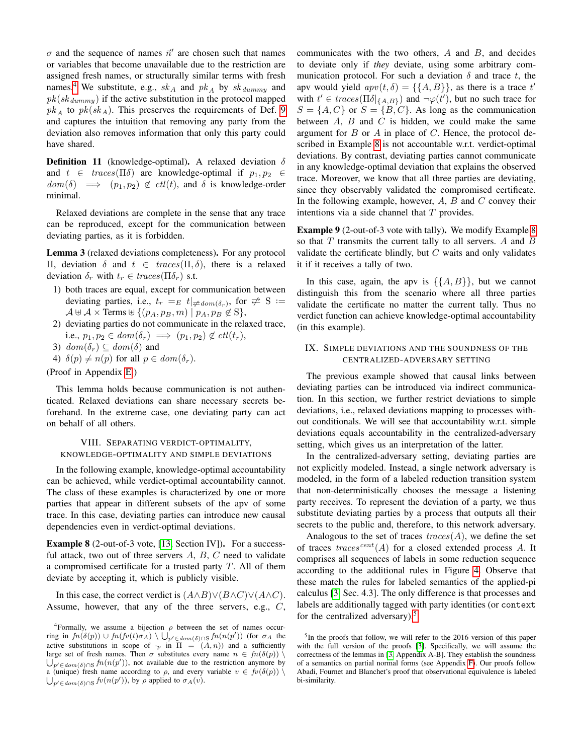$\sigma$ and the sequence of names $\vec{n}'$ are chosen such that names or variables that become unavailable due to the restriction are assigned fresh names, or structurally similar terms with fresh names.[4] We substitute, e.g., $sk_A$ and $pk_A$ by $sk_{dummy}$ and $pk(sk_{dummy})$ if the active substitution in the protocol mapped $pk_A$ to $pk(sk_A)$. This preserves the requirements of Def. 9 and captures the intuition that removing any party from the deviation also removes information that only this party could have shared.

**Definition 11** (knowledge-optimal)**.** A relaxed deviation $\delta$ and $t \in traces(\Pi\delta)$ are knowledge-optimal if $p_1, p_2 \in dom(\delta) \implies (p_1, p_2) \notin ctl(t)$, and $\delta$ is knowledge-order minimal.

Relaxed deviations are complete in the sense that any trace can be reproduced, except for the communication between deviating parties, as it is forbidden.

**Lemma 3** (relaxed deviations completeness)**.** For any protocol $\Pi$, deviation $\delta$ and $t \in traces(\Pi, \delta)$, there is a relaxed deviation $\delta_r$ with $t_r \in traces(\Pi\delta_r)$ s.t.

1) both traces are equal, except for communication between deviating parties, i.e., $t_r =_E t|_{\not\Rightarrow dom(\delta_r)}$, for $\not\Rightarrow$ S $:= \mathcal{A} \uplus \mathcal{A} \times \text{Terms} \uplus \{(p_A, p_B, m) \mid p_A, p_B \notin S\}$,
2) deviating parties do not communicate in the relaxed trace, i.e., $p_1, p_2 \in dom(\delta_r) \implies (p_1, p_2) \notin ctl(t_r)$,
3) $dom(\delta_r) \subseteq dom(\delta)$ and
4) $\delta(p) \neq n(p)$ for all $p \in dom(\delta_r)$.

(Proof in Appendix E.)

This lemma holds because communication is not authenticated. Relaxed deviations can share necessary secrets beforehand. In the extreme case, one deviating party can act on behalf of all others.

## VIII. Separating verdict-optimality, knowledge-optimality and simple deviations

In the following example, knowledge-optimal accountability can be achieved, while verdict-optimal accountability cannot. The class of these examples is characterized by one or more parties that appear in different subsets of the apv of some trace. In this case, deviating parties can introduce new causal dependencies even in verdict-optimal deviations.

**Example 8** (2-out-of-3 vote, [13, Section IV])**.** For a successful attack, two out of three servers $A$, $B$, $C$ need to validate a compromised certificate for a trusted party $T$. All of them deviate by accepting it, which is publicly visible.

In this case, the correct verdict is $(A \wedge B) \vee (B \wedge C) \vee (A \wedge C)$. Assume, however, that any of the three servers, e.g., $C$, communicates with the two others, $A$ and $B$, and decides to deviate only if *they* deviate, using some arbitrary communication protocol. For such a deviation $\delta$ and trace $t$, the apv would yield $apv(t, \delta) = \{\{A, B\}\}$, as there is a trace $t'$ with $t' \in traces(\Pi\delta|_{\{A,B\}})$ and $\neg\varphi(t')$, but no such trace for $S = \{A, C\}$ or $S = \{B, C\}$. As long as the communication between $A$, $B$ and $C$ is hidden, we could make the same argument for $B$ or $A$ in place of $C$. Hence, the protocol described in Example 8 is not accountable w.r.t. verdict-optimal deviations. By contrast, deviating parties cannot communicate in any knowledge-optimal deviation that explains the observed trace. Moreover, we know that all three parties are deviating, since they observably validated the compromised certificate. In the following example, however, $A$, $B$ and $C$ convey their intentions via a side channel that $T$ provides.

**Example 9** (2-out-of-3 vote with tally)**.** We modify Example 8 so that $T$ transmits the current tally to all servers. $A$ and $B$ validate the certificate blindly, but $C$ waits and only validates it if it receives a tally of two.

In this case, again, the apv is $\{\{A, B\}\}$, but we cannot distinguish this from the scenario where all three parties validate the certificate no matter the current tally. Thus no verdict function can achieve knowledge-optimal accountability (in this example).

## IX. Simple deviations and the soundness of the centralized-adversary setting

The previous example showed that causal links between deviating parties can be introduced via indirect communication. In this section, we further restrict deviations to simple deviations, i.e., relaxed deviations mapping to processes without conditionals. We will see that accountability w.r.t. simple deviations equals accountability in the centralized-adversary setting, which gives us an interpretation of the latter.

In the centralized-adversary setting, deviating parties are not explicitly modeled. Instead, a single network adversary is modeled, in the form of a labeled reduction transition system that non-deterministically chooses the message a listening party receives. To represent the deviation of a party, we thus substitute deviating parties by a process that outputs all their secrets to the public and, therefore, to this network adversary.

Analogous to the set of traces $traces(A)$, we define the set of traces $traces^{cent}(A)$ for a closed extended process $A$. It comprises all sequences of labels in some reduction sequence according to the additional rules in Figure 4. Observe that these match the rules for labeled semantics of the applied-pi calculus [3, Sec. 4.3]. The only difference is that processes and labels are additionally tagged with party identities (or `context` for the centralized adversary).[5]

[4] Formally, we assume a bijection $\rho$ between the set of names occurring in $fn(\delta(p)) \cup fn(fv(t)\sigma_A) \setminus \bigcup_{p' \in dom(\delta) \cap S} fn(n(p'))$ (for $\sigma_A$ the active substitutions in scope of $\cdot_p$ in $\Pi = (A, n)$) and a sufficiently large set of fresh names. Then $\sigma$ substitutes every name $n \in fn(\delta(p)) \setminus \bigcup_{p' \in dom(\delta) \cap S} fn(n(p'))$, not available due to the restriction anymore by a (unique) fresh name according to $\rho$, and every variable $v \in fv(\delta(p)) \setminus \bigcup_{p' \in dom(\delta) \cap S} fv(n(p'))$, by $\rho$ applied to $\sigma_A(v)$.

[5] In the proofs that follow, we will refer to the 2016 version of this paper with the full version of the proofs [3]. Specifically, we will assume the correctness of the lemmas in [3, Appendix A-B]. They establish the soundness of a semantics on partial normal forms (see Appendix F). Our proofs follow Abadi, Fournet and Blanchet's proof that observational equivalence is labeled bi-similarity.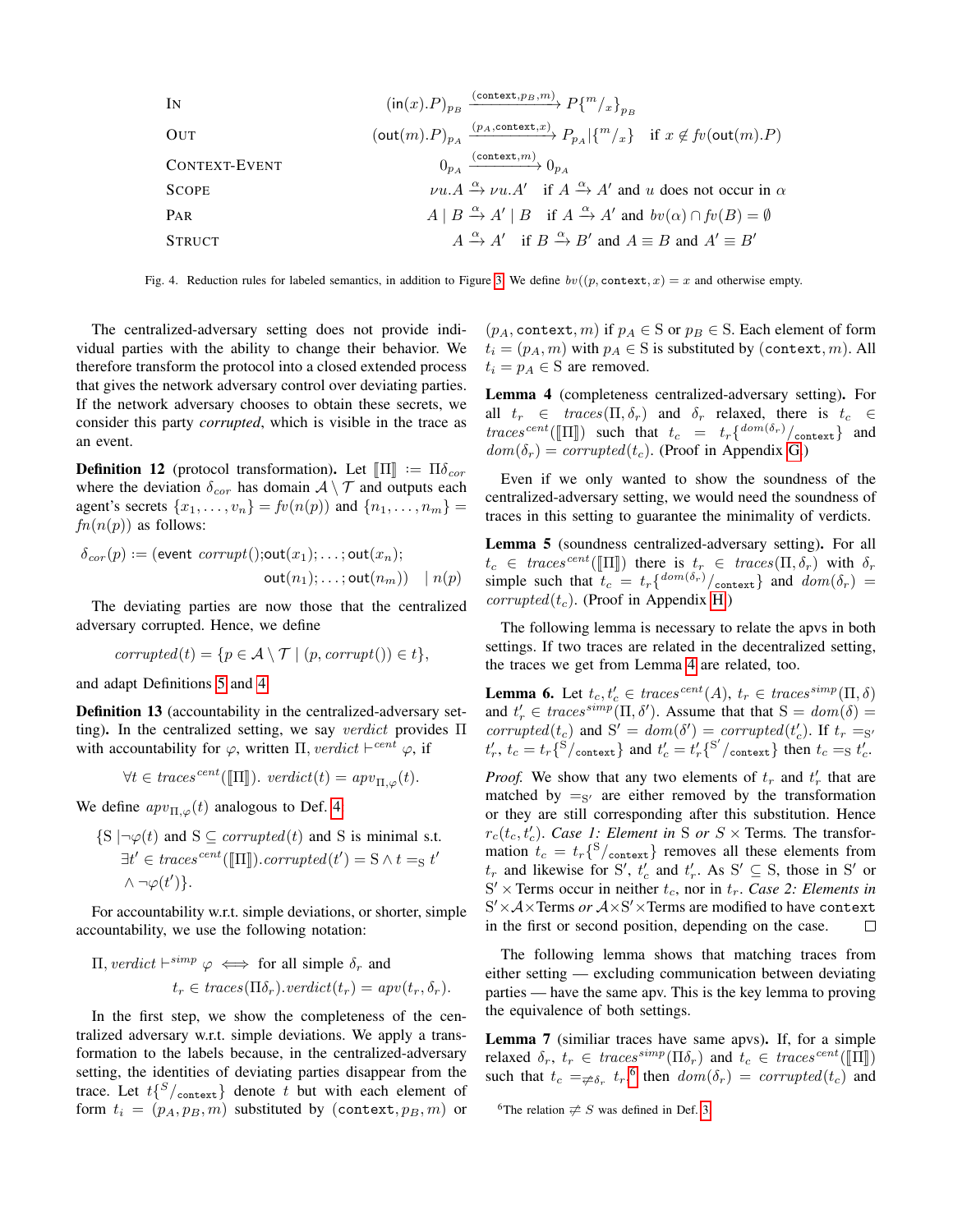| | |
|---|---|
| IN | $(\mathsf{in}(x).P)_{p_B} \xrightarrow{(\mathtt{context}, p_B, m)} P\{^m/_x\}_{p_B}$ |
| OUT | $(\mathsf{out}(m).P)_{p_A} \xrightarrow{(p_A, \mathtt{context}, x)} P_{p_A} \mid \{^m/_x\}$ if $x \notin fv(\mathsf{out}(m).P)$ |
| CONTEXT-EVENT | $0_{p_A} \xrightarrow{(\mathtt{context}, m)} 0_{p_A}$ |
| SCOPE | $\nu u.A \xrightarrow{\alpha} \nu u.A'$ if $A \xrightarrow{\alpha} A'$ and $u$ does not occur in $\alpha$ |
| PAR | $A \mid B \xrightarrow{\alpha} A' \mid B$ if $A \xrightarrow{\alpha} A'$ and $bv(\alpha) \cap fv(B) = \emptyset$ |
| STRUCT | $A \xrightarrow{\alpha} A'$ if $B \xrightarrow{\alpha} B'$ and $A \equiv B$ and $A' \equiv B'$ |

Fig. 4. Reduction rules for labeled semantics, in addition to Figure 3. We define $bv((p, \mathtt{context}, x)) = x$ and otherwise empty.

The centralized-adversary setting does not provide individual parties with the ability to change their behavior. We therefore transform the protocol into a closed extended process that gives the network adversary control over deviating parties. If the network adversary chooses to obtain these secrets, we consider this party *corrupted*, which is visible in the trace as an event.

**Definition 12** (protocol transformation)**.** Let $[\![\Pi]\!] := \Pi\delta_{cor}$ where the deviation $\delta_{cor}$ has domain $\mathcal{A} \setminus \mathcal{T}$ and outputs each agent's secrets $\{x_1, \ldots, v_n\} = fv(n(p))$ and $\{n_1, \ldots, n_m\} = fn(n(p))$ as follows:

$$\delta_{cor}(p) := (\mathsf{event}\ corrupt(); \mathsf{out}(x_1); \ldots; \mathsf{out}(x_n); \mathsf{out}(n_1); \ldots; \mathsf{out}(n_m)) \quad \mid n(p)$$

The deviating parties are now those that the centralized adversary corrupted. Hence, we define

$$corrupted(t) = \{p \in \mathcal{A} \setminus \mathcal{T} \mid (p, corrupt()) \in t\},$$

and adapt Definitions 5 and 4.

**Definition 13** (accountability in the centralized-adversary setting)**.** In the centralized setting, we say *verdict* provides $\Pi$ with accountability for $\varphi$, written $\Pi, verdict \vdash^{cent} \varphi$, if

$$\forall t \in traces^{cent}([\![\Pi]\!]).\ verdict(t) = apv_{\Pi,\varphi}(t).$$

We define $apv_{\Pi,\varphi}(t)$ analogous to Def. 4.

$$\{\mathrm{S} \mid \neg\varphi(t) \text{ and } \mathrm{S} \subseteq corrupted(t) \text{ and } \mathrm{S} \text{ is minimal s.t. } \exists t' \in traces^{cent}([\![\Pi]\!]).corrupted(t') = \mathrm{S} \wedge t =_{\mathrm{S}} t' \wedge \neg\varphi(t')\}.$$

For accountability w.r.t. simple deviations, or shorter, simple accountability, we use the following notation:

$$\Pi, verdict \vdash^{simp} \varphi \iff \text{for all simple } \delta_r \text{ and } t_r \in traces(\Pi\delta_r).verdict(t_r) = apv(t_r, \delta_r).$$

In the first step, we show the completeness of the centralized adversary w.r.t. simple deviations. We apply a transformation to the labels because, in the centralized-adversary setting, the identities of deviating parties disappear from the trace. Let $t\{^S/_{\mathtt{context}}\}$ denote $t$ but with each element of form $t_i = (p_A, p_B, m)$ substituted by $(\mathtt{context}, p_B, m)$ or $(p_A, \mathtt{context}, m)$ if $p_A \in \mathrm{S}$ or $p_B \in \mathrm{S}$. Each element of form $t_i = (p_A, m)$ with $p_A \in \mathrm{S}$ is substituted by $(\mathtt{context}, m)$. All $t_i = p_A \in \mathrm{S}$ are removed.

**Lemma 4** (completeness centralized-adversary setting)**.** For all $t_r \in traces(\Pi, \delta_r)$ and $\delta_r$ relaxed, there is $t_c \in traces^{cent}([\![\Pi]\!])$ such that $t_c = t_r\{^{dom(\delta_r)}/_{\mathtt{context}}\}$ and $dom(\delta_r) = corrupted(t_c)$. (Proof in Appendix G.)

Even if we only wanted to show the soundness of the centralized-adversary setting, we would need the soundness of traces in this setting to guarantee the minimality of verdicts.

**Lemma 5** (soundness centralized-adversary setting)**.** For all $t_c \in traces^{cent}([\![\Pi]\!])$ there is $t_r \in traces(\Pi, \delta_r)$ with $\delta_r$ simple such that $t_c = t_r\{^{dom(\delta_r)}/_{\mathtt{context}}\}$ and $dom(\delta_r) = corrupted(t_c)$. (Proof in Appendix H.)

The following lemma is necessary to relate the apvs in both settings. If two traces are related in the decentralized setting, the traces we get from Lemma 4 are related, too.

**Lemma 6.** Let $t_c, t'_c \in traces^{cent}(A)$, $t_r \in traces^{simp}(\Pi, \delta)$ and $t'_r \in traces^{simp}(\Pi, \delta')$. Assume that that $\mathrm{S} = dom(\delta) = corrupted(t_c)$ and $\mathrm{S}' = dom(\delta') = corrupted(t'_c)$. If $t_r =_{\mathrm{S}'} t'_r$, $t_c = t_r\{^{\mathrm{S}}/_{\mathtt{context}}\}$ and $t'_c = t'_r\{^{\mathrm{S}'}/_{\mathtt{context}}\}$ then $t_c =_{\mathrm{S}} t'_c$.

*Proof.* We show that any two elements of $t_r$ and $t'_r$ that are matched by $=_{\mathrm{S}'}$ are either removed by the transformation or they are still corresponding after this substitution. Hence $r_c(t_c, t'_c)$. *Case 1: Element in* S *or* $S \times$ Terms*.* The transformation $t_c = t_r\{^{\mathrm{S}}/_{\mathtt{context}}\}$ removes all these elements from $t_r$ and likewise for $\mathrm{S}'$, $t'_c$ and $t'_r$. As $\mathrm{S}' \subseteq \mathrm{S}$, those in $\mathrm{S}'$ or $\mathrm{S}' \times$ Terms occur in neither $t_c$, nor in $t_r$. *Case 2: Elements in* $\mathrm{S}' \times \mathcal{A} \times$Terms *or* $\mathcal{A} \times \mathrm{S}' \times$Terms are modified to have $\mathtt{context}$ in the first or second position, depending on the case. □

The following lemma shows that matching traces from either setting — excluding communication between deviating parties — have the same apv. This is the key lemma to proving the equivalence of both settings.

**Lemma 7** (similiar traces have same apvs)**.** If, for a simple relaxed $\delta_r$, $t_r \in traces^{simp}(\Pi\delta_r)$ and $t_c \in traces^{cent}([\![\Pi]\!])$ such that $t_c =_{\not\asymp \delta_r} t_r$,[6] then $dom(\delta_r) = corrupted(t_c)$ and

[6] The relation $\not\asymp S$ was defined in Def. 3.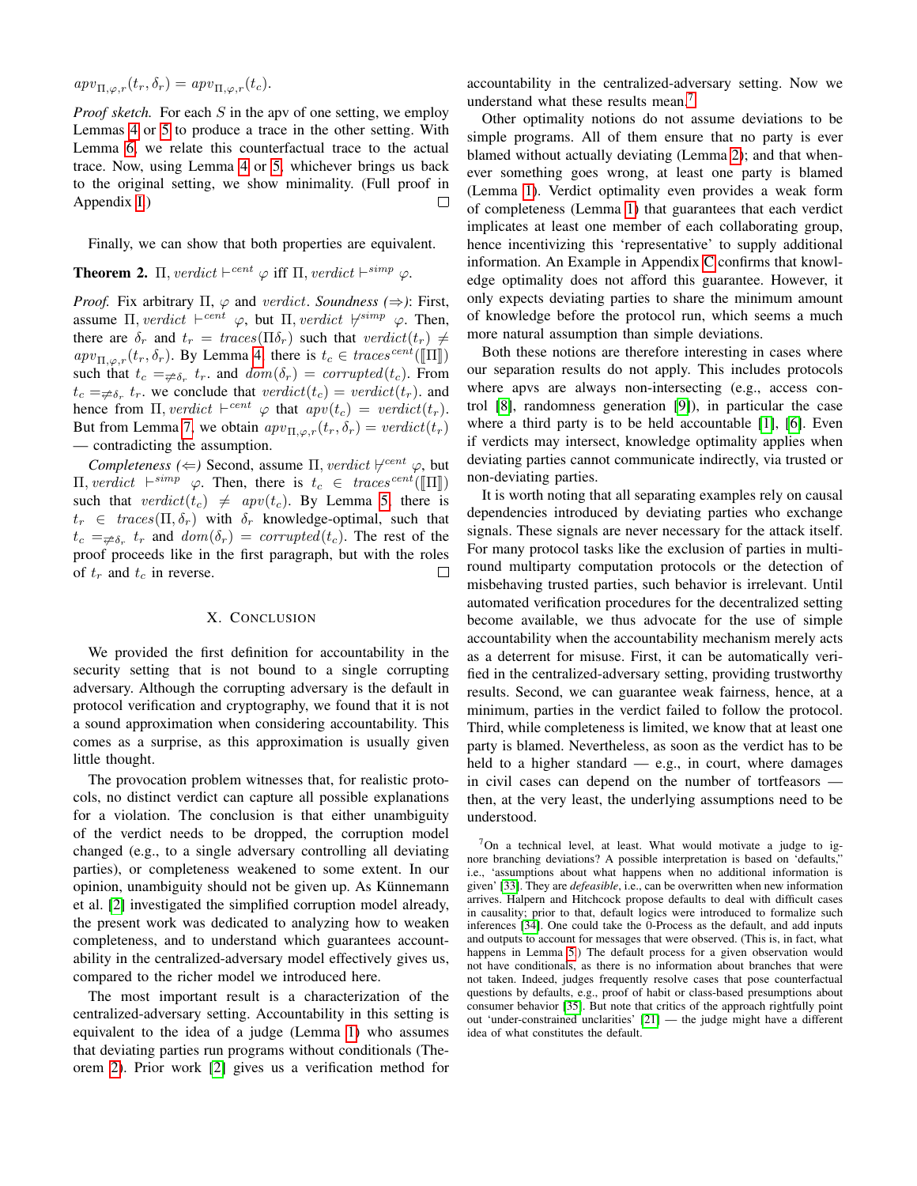$apv_{\Pi,\varphi,r}(t_r, \delta_r) = apv_{\Pi,\varphi,r}(t_c)$.

*Proof sketch.* For each $S$ in the apv of one setting, we employ Lemmas 4 or 5 to produce a trace in the other setting. With Lemma 6, we relate this counterfactual trace to the actual trace. Now, using Lemma 4 or 5, whichever brings us back to the original setting, we show minimality. (Full proof in Appendix I) □

Finally, we can show that both properties are equivalent.

**Theorem 2.** $\Pi, \mathit{verdict} \vdash^{cent} \varphi$ iff $\Pi, \mathit{verdict} \vdash^{simp} \varphi$.

*Proof.* Fix arbitrary $\Pi$, $\varphi$ and $\mathit{verdict}$. *Soundness (⇒)*: First, assume $\Pi, \mathit{verdict} \vdash^{cent} \varphi$, but $\Pi, \mathit{verdict} \nvdash^{simp} \varphi$. Then, there are $\delta_r$ and $t_r = \mathit{traces}(\Pi\delta_r)$ such that $\mathit{verdict}(t_r) \neq apv_{\Pi,\varphi,r}(t_r, \delta_r)$. By Lemma 4, there is $t_c \in \mathit{traces}^{cent}([\![\Pi]\!])$ such that $t_c =_{\not\approx\delta_r} t_r$. and $\mathit{dom}(\delta_r) = \mathit{corrupted}(t_c)$. From $t_c =_{\not\approx\delta_r} t_r$. we conclude that $\mathit{verdict}(t_c) = \mathit{verdict}(t_r)$. and hence from $\Pi, \mathit{verdict} \vdash^{cent} \varphi$ that $apv(t_c) = \mathit{verdict}(t_r)$. But from Lemma 7, we obtain $apv_{\Pi,\varphi,r}(t_r, \delta_r) = \mathit{verdict}(t_r)$ — contradicting the assumption.

*Completeness (⇐)* Second, assume $\Pi, \mathit{verdict} \nvdash^{cent} \varphi$, but $\Pi, \mathit{verdict} \vdash^{simp} \varphi$. Then, there is $t_c \in \mathit{traces}^{cent}([\![\Pi]\!])$ such that $\mathit{verdict}(t_c) \neq apv(t_c)$. By Lemma 5, there is $t_r \in \mathit{traces}(\Pi, \delta_r)$ with $\delta_r$ knowledge-optimal, such that $t_c =_{\not\approx\delta_r} t_r$ and $\mathit{dom}(\delta_r) = \mathit{corrupted}(t_c)$. The rest of the proof proceeds like in the first paragraph, but with the roles of $t_r$ and $t_c$ in reverse. □

## X. Conclusion

We provided the first definition for accountability in the security setting that is not bound to a single corrupting adversary. Although the corrupting adversary is the default in protocol verification and cryptography, we found that it is not a sound approximation when considering accountability. This comes as a surprise, as this approximation is usually given little thought.

The provocation problem witnesses that, for realistic protocols, no distinct verdict can capture all possible explanations for a violation. The conclusion is that either unambiguity of the verdict needs to be dropped, the corruption model changed (e.g., to a single adversary controlling all deviating parties), or completeness weakened to some extent. In our opinion, unambiguity should not be given up. As Künnemann et al. [2] investigated the simplified corruption model already, the present work was dedicated to analyzing how to weaken completeness, and to understand which guarantees accountability in the centralized-adversary model effectively gives us, compared to the richer model we introduced here.

The most important result is a characterization of the centralized-adversary setting. Accountability in this setting is equivalent to the idea of a judge (Lemma 1) who assumes that deviating parties run programs without conditionals (Theorem 2). Prior work [2] gives us a verification method for accountability in the centralized-adversary setting. Now we understand what these results mean.[7]

Other optimality notions do not assume deviations to be simple programs. All of them ensure that no party is ever blamed without actually deviating (Lemma 2); and that whenever something goes wrong, at least one party is blamed (Lemma 1). Verdict optimality even provides a weak form of completeness (Lemma 1) that guarantees that each verdict implicates at least one member of each collaborating group, hence incentivizing this 'representative' to supply additional information. An Example in Appendix C confirms that knowledge optimality does not afford this guarantee. However, it only expects deviating parties to share the minimum amount of knowledge before the protocol run, which seems a much more natural assumption than simple deviations.

Both these notions are therefore interesting in cases where our separation results do not apply. This includes protocols where apvs are always non-intersecting (e.g., access control [8], randomness generation [9]), in particular the case where a third party is to be held accountable [1], [6]. Even if verdicts may intersect, knowledge optimality applies when deviating parties cannot communicate indirectly, via trusted or non-deviating parties.

It is worth noting that all separating examples rely on causal dependencies introduced by deviating parties who exchange signals. These signals are never necessary for the attack itself. For many protocol tasks like the exclusion of parties in multi-round multiparty computation protocols or the detection of misbehaving trusted parties, such behavior is irrelevant. Until automated verification procedures for the decentralized setting become available, we thus advocate for the use of simple accountability when the accountability mechanism merely acts as a deterrent for misuse. First, it can be automatically verified in the centralized-adversary setting, providing trustworthy results. Second, we can guarantee weak fairness, hence, at a minimum, parties in the verdict failed to follow the protocol. Third, while completeness is limited, we know that at least one party is blamed. Nevertheless, as soon as the verdict has to be held to a higher standard — e.g., in court, where damages in civil cases can depend on the number of tortfeasors — then, at the very least, the underlying assumptions need to be understood.

[7] On a technical level, at least. What would motivate a judge to ignore branching deviations? A possible interpretation is based on 'defaults,' i.e., 'assumptions about what happens when no additional information is given' [33]. They are *defeasible*, i.e., can be overwritten when new information arrives. Halpern and Hitchcock propose defaults to deal with difficult cases in causality; prior to that, default logics were introduced to formalize such inferences [34]. One could take the 0-Process as the default, and add inputs and outputs to account for messages that were observed. (This is, in fact, what happens in Lemma 5.) The default process for a given observation would not have conditionals, as there is no information about branches that were not taken. Indeed, judges frequently resolve cases that pose counterfactual questions by defaults, e.g., proof of habit or class-based presumptions about consumer behavior [35]. But note that critics of the approach rightfully point out 'under-constrained unclarities' [21] — the judge might have a different idea of what constitutes the default.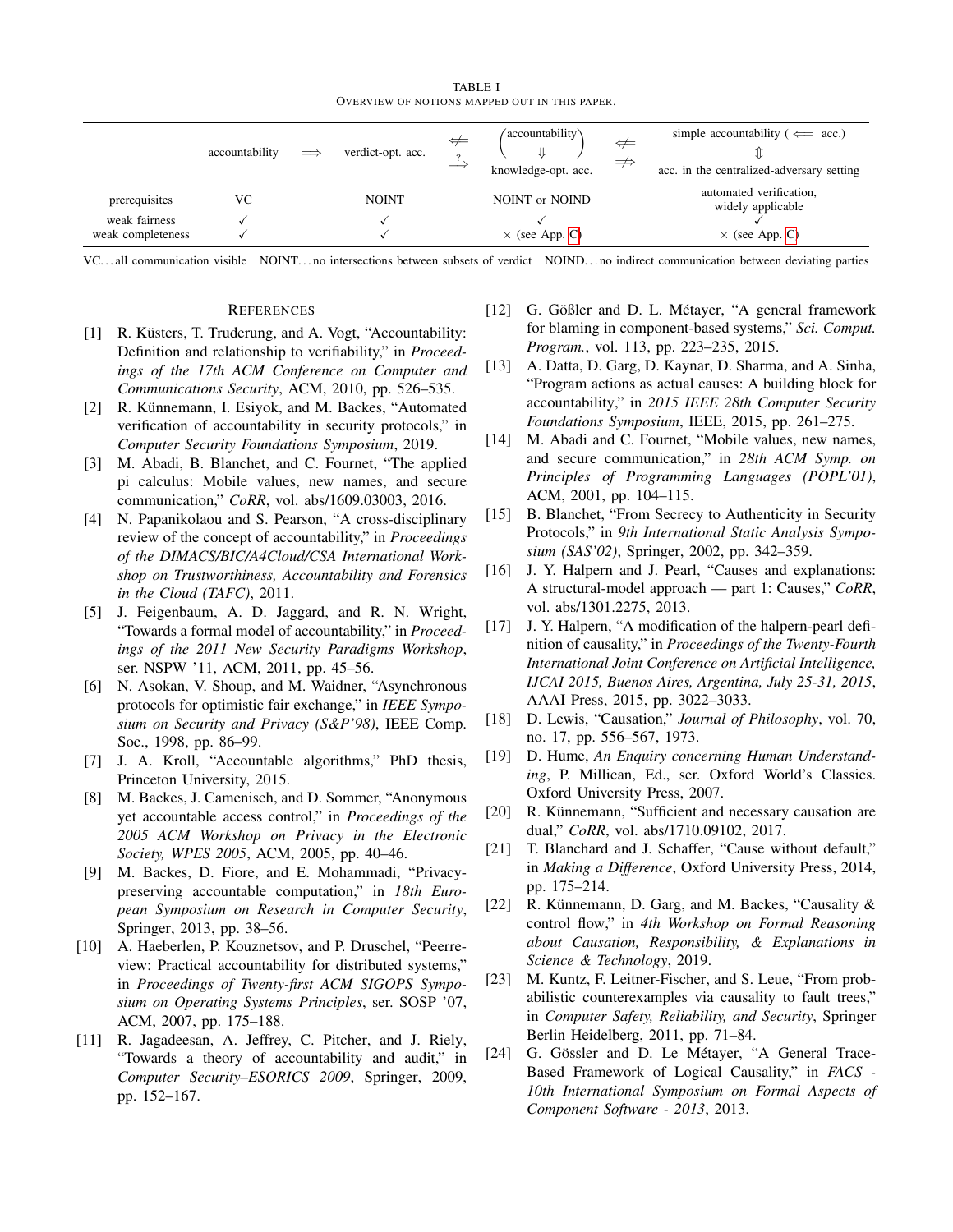TABLE I
OVERVIEW OF NOTIONS MAPPED OUT IN THIS PAPER.

| | accountability | $\Longrightarrow$ | verdict-opt. acc. | $\not\Longleftarrow$ $\overset{?}{\Longrightarrow}$ | (accountability $\Downarrow$ knowledge-opt. acc.) | $\not\Longleftarrow$ $\not\Longrightarrow$ | simple accountability ($\Longleftarrow$ acc.) $\Updownarrow$ acc. in the centralized-adversary setting |
|---|---|---|---|---|---|---|---|
| prerequisites | VC | | NOINT | | NOINT or NOIND | | automated verification, widely applicable |
| weak fairness | ✓ | | ✓ | | ✓ | | ✓ |
| weak completeness | ✓ | | ✓ | | × (see App. C) | | × (see App. C) |

VC…all communication visible NOINT…no intersections between subsets of verdict NOIND…no indirect communication between deviating parties

## REFERENCES

[1] R. Küsters, T. Truderung, and A. Vogt, "Accountability: Definition and relationship to verifiability," in *Proceedings of the 17th ACM Conference on Computer and Communications Security*, ACM, 2010, pp. 526–535.

[2] R. Künnemann, I. Esiyok, and M. Backes, "Automated verification of accountability in security protocols," in *Computer Security Foundations Symposium*, 2019.

[3] M. Abadi, B. Blanchet, and C. Fournet, "The applied pi calculus: Mobile values, new names, and secure communication," *CoRR*, vol. abs/1609.03003, 2016.

[4] N. Papanikolaou and S. Pearson, "A cross-disciplinary review of the concept of accountability," in *Proceedings of the DIMACS/BIC/A4Cloud/CSA International Workshop on Trustworthiness, Accountability and Forensics in the Cloud (TAFC)*, 2011.

[5] J. Feigenbaum, A. D. Jaggard, and R. N. Wright, "Towards a formal model of accountability," in *Proceedings of the 2011 New Security Paradigms Workshop*, ser. NSPW '11, ACM, 2011, pp. 45–56.

[6] N. Asokan, V. Shoup, and M. Waidner, "Asynchronous protocols for optimistic fair exchange," in *IEEE Symposium on Security and Privacy (S&P'98)*, IEEE Comp. Soc., 1998, pp. 86–99.

[7] J. A. Kroll, "Accountable algorithms," PhD thesis, Princeton University, 2015.

[8] M. Backes, J. Camenisch, and D. Sommer, "Anonymous yet accountable access control," in *Proceedings of the 2005 ACM Workshop on Privacy in the Electronic Society, WPES 2005*, ACM, 2005, pp. 40–46.

[9] M. Backes, D. Fiore, and E. Mohammadi, "Privacy-preserving accountable computation," in *18th European Symposium on Research in Computer Security*, Springer, 2013, pp. 38–56.

[10] A. Haeberlen, P. Kouznetsov, and P. Druschel, "Peerreview: Practical accountability for distributed systems," in *Proceedings of Twenty-first ACM SIGOPS Symposium on Operating Systems Principles*, ser. SOSP '07, ACM, 2007, pp. 175–188.

[11] R. Jagadeesan, A. Jeffrey, C. Pitcher, and J. Riely, "Towards a theory of accountability and audit," in *Computer Security–ESORICS 2009*, Springer, 2009, pp. 152–167.

[12] G. Gößler and D. L. Métayer, "A general framework for blaming in component-based systems," *Sci. Comput. Program.*, vol. 113, pp. 223–235, 2015.

[13] A. Datta, D. Garg, D. Kaynar, D. Sharma, and A. Sinha, "Program actions as actual causes: A building block for accountability," in *2015 IEEE 28th Computer Security Foundations Symposium*, IEEE, 2015, pp. 261–275.

[14] M. Abadi and C. Fournet, "Mobile values, new names, and secure communication," in *28th ACM Symp. on Principles of Programming Languages (POPL'01)*, ACM, 2001, pp. 104–115.

[15] B. Blanchet, "From Secrecy to Authenticity in Security Protocols," in *9th International Static Analysis Symposium (SAS'02)*, Springer, 2002, pp. 342–359.

[16] J. Y. Halpern and J. Pearl, "Causes and explanations: A structural-model approach — part 1: Causes," *CoRR*, vol. abs/1301.2275, 2013.

[17] J. Y. Halpern, "A modification of the halpern-pearl definition of causality," in *Proceedings of the Twenty-Fourth International Joint Conference on Artificial Intelligence, IJCAI 2015, Buenos Aires, Argentina, July 25-31, 2015*, AAAI Press, 2015, pp. 3022–3033.

[18] D. Lewis, "Causation," *Journal of Philosophy*, vol. 70, no. 17, pp. 556–567, 1973.

[19] D. Hume, *An Enquiry concerning Human Understanding*, P. Millican, Ed., ser. Oxford World's Classics. Oxford University Press, 2007.

[20] R. Künnemann, "Sufficient and necessary causation are dual," *CoRR*, vol. abs/1710.09102, 2017.

[21] T. Blanchard and J. Schaffer, "Cause without default," in *Making a Difference*, Oxford University Press, 2014, pp. 175–214.

[22] R. Künnemann, D. Garg, and M. Backes, "Causality & control flow," in *4th Workshop on Formal Reasoning about Causation, Responsibility, & Explanations in Science & Technology*, 2019.

[23] M. Kuntz, F. Leitner-Fischer, and S. Leue, "From probabilistic counterexamples via causality to fault trees," in *Computer Safety, Reliability, and Security*, Springer Berlin Heidelberg, 2011, pp. 71–84.

[24] G. Gössler and D. Le Métayer, "A General Trace-Based Framework of Logical Causality," in *FACS - 10th International Symposium on Formal Aspects of Component Software - 2013*, 2013.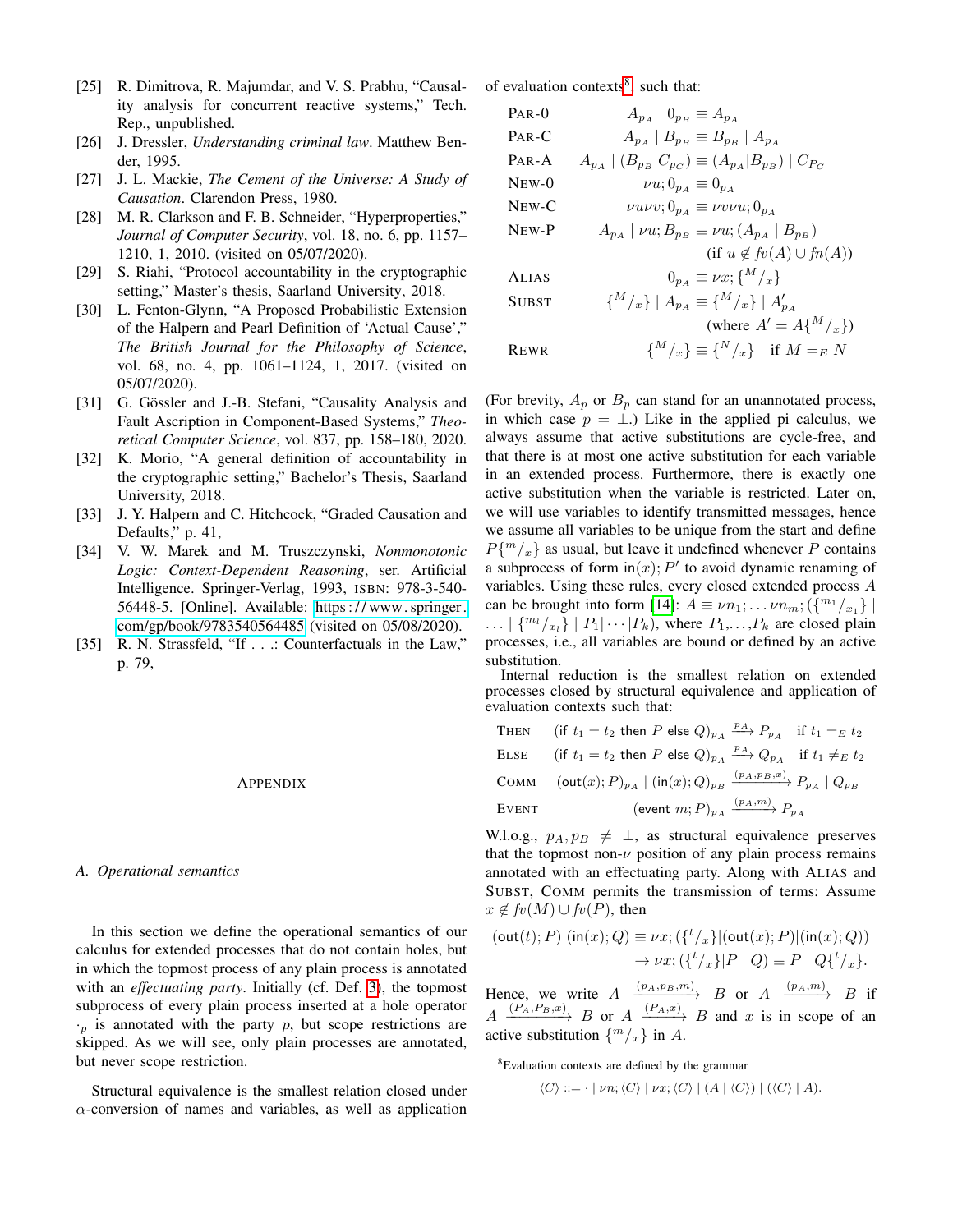[25] R. Dimitrova, R. Majumdar, and V. S. Prabhu, "Causality analysis for concurrent reactive systems," Tech. Rep., unpublished.

[26] J. Dressler, *Understanding criminal law*. Matthew Bender, 1995.

[27] J. L. Mackie, *The Cement of the Universe: A Study of Causation*. Clarendon Press, 1980.

[28] M. R. Clarkson and F. B. Schneider, "Hyperproperties," *Journal of Computer Security*, vol. 18, no. 6, pp. 1157–1210, 1, 2010. (visited on 05/07/2020).

[29] S. Riahi, "Protocol accountability in the cryptographic setting," Master's thesis, Saarland University, 2018.

[30] L. Fenton-Glynn, "A Proposed Probabilistic Extension of the Halpern and Pearl Definition of 'Actual Cause'," *The British Journal for the Philosophy of Science*, vol. 68, no. 4, pp. 1061–1124, 1, 2017. (visited on 05/07/2020).

[31] G. Gössler and J.-B. Stefani, "Causality Analysis and Fault Ascription in Component-Based Systems," *Theoretical Computer Science*, vol. 837, pp. 158–180, 2020.

[32] K. Morio, "A general definition of accountability in the cryptographic setting," Bachelor's Thesis, Saarland University, 2018.

[33] J. Y. Halpern and C. Hitchcock, "Graded Causation and Defaults," p. 41,

[34] V. W. Marek and M. Truszczynski, *Nonmonotonic Logic: Context-Dependent Reasoning*, ser. Artificial Intelligence. Springer-Verlag, 1993, ISBN: 978-3-540-56448-5. [Online]. Available: https://www.springer.com/gp/book/9783540564485 (visited on 05/08/2020).

[35] R. N. Strassfeld, "If . . .: Counterfactuals in the Law," p. 79,

## Appendix

### A. Operational semantics

In this section we define the operational semantics of our calculus for extended processes that do not contain holes, but in which the topmost process of any plain process is annotated with an *effectuating party*. Initially (cf. Def. 3), the topmost subprocess of every plain process inserted at a hole operator $\cdot_p$ is annotated with the party $p$, but scope restrictions are skipped. As we will see, only plain processes are annotated, but never scope restriction.

Structural equivalence is the smallest relation closed under $\alpha$-conversion of names and variables, as well as application of evaluation contexts[8], such that:

$$
\begin{array}{lrl}
\text{PAR-0} & A_{p_A} \mid 0_{p_B} \equiv A_{p_A} & \\
\text{PAR-C} & A_{p_A} \mid B_{p_B} \equiv B_{p_B} \mid A_{p_A} & \\
\text{PAR-A} & A_{p_A} \mid (B_{p_B} | C_{p_C}) \equiv (A_{p_A} | B_{p_B}) \mid C_{P_C} & \\
\text{NEW-0} & \nu u; 0_{p_A} \equiv 0_{p_A} & \\
\text{NEW-C} & \nu u \nu v; 0_{p_A} \equiv \nu v \nu u; 0_{p_A} & \\
\text{NEW-P} & A_{p_A} \mid \nu u; B_{p_B} \equiv \nu u; (A_{p_A} \mid B_{p_B}) & \\
& (\text{if } u \notin fv(A) \cup fn(A)) & \\
\text{ALIAS} & 0_{p_A} \equiv \nu x; \{^M/_x\} & \\
\text{SUBST} & \{^M/_x\} \mid A_{p_A} \equiv \{^M/_x\} \mid A'_{p_A} & \\
& (\text{where } A' = A\{^M/_x\}) & \\
\text{REWR} & \{^M/_x\} \equiv \{^N/_x\} \quad \text{if } M =_E N &
\end{array}
$$

(For brevity, $A_p$ or $B_p$ can stand for an unannotated process, in which case $p = \bot$.) Like in the applied pi calculus, we always assume that active substitutions are cycle-free, and that there is at most one active substitution for each variable in an extended process. Furthermore, there is exactly one active substitution when the variable is restricted. Later on, we will use variables to identify transmitted messages, hence we assume all variables to be unique from the start and define $P\{^m/_x\}$ as usual, but leave it undefined whenever $P$ contains a subprocess of form $\mathsf{in}(x); P'$ to avoid dynamic renaming of variables. Using these rules, every closed extended process $A$ can be brought into form [14]: $A \equiv \nu n_1; \ldots \nu n_m; (\{^{m_1}/_{x_1}\} \mid \ldots \mid \{^{m_l}/_{x_l}\} \mid P_1 | \cdots | P_k)$, where $P_1, \ldots, P_k$ are closed plain processes, i.e., all variables are bound or defined by an active substitution.

Internal reduction is the smallest relation on extended processes closed by structural equivalence and application of evaluation contexts such that:

$$
\begin{array}{lll}
\text{THEN} & (\mathsf{if}\ t_1 = t_2\ \mathsf{then}\ P\ \mathsf{else}\ Q)_{p_A} \xrightarrow{p_A} P_{p_A} & \text{if } t_1 =_E t_2 \\
\text{ELSE} & (\mathsf{if}\ t_1 = t_2\ \mathsf{then}\ P\ \mathsf{else}\ Q)_{p_A} \xrightarrow{p_A} Q_{p_A} & \text{if } t_1 \neq_E t_2 \\
\text{COMM} & (\mathsf{out}(x); P)_{p_A} \mid (\mathsf{in}(x); Q)_{p_B} \xrightarrow{(p_A, p_B, x)} P_{p_A} \mid Q_{p_B} & \\
\text{EVENT} & (\mathsf{event}\ m; P)_{p_A} \xrightarrow{(p_A, m)} P_{p_A} &
\end{array}
$$

W.l.o.g., $p_A, p_B \neq \bot$, as structural equivalence preserves that the topmost non-$\nu$ position of any plain process remains annotated with an effectuating party. Along with ALIAS and SUBST, COMM permits the transmission of terms: Assume $x \notin fv(M) \cup fv(P)$, then

$$
\begin{aligned}
(\mathsf{out}(t); P) | (\mathsf{in}(x); Q) &\equiv \nu x; (\{^t/_x\} | (\mathsf{out}(x); P) | (\mathsf{in}(x); Q)) \\
&\rightarrow \nu x; (\{^t/_x\} | P \mid Q) \equiv P \mid Q\{^t/_x\}.
\end{aligned}
$$

Hence, we write $A \xrightarrow{(p_A, p_B, m)} B$ or $A \xrightarrow{(p_A, m)} B$ if $A \xrightarrow{(P_A, P_B, x)} B$ or $A \xrightarrow{(P_A, x)} B$ and $x$ is in scope of an active substitution $\{^m/_x\}$ in $A$.

[8] Evaluation contexts are defined by the grammar

$$\langle C \rangle ::= \cdot \mid \nu n; \langle C \rangle \mid \nu x; \langle C \rangle \mid (A \mid \langle C \rangle) \mid (\langle C \rangle \mid A).$$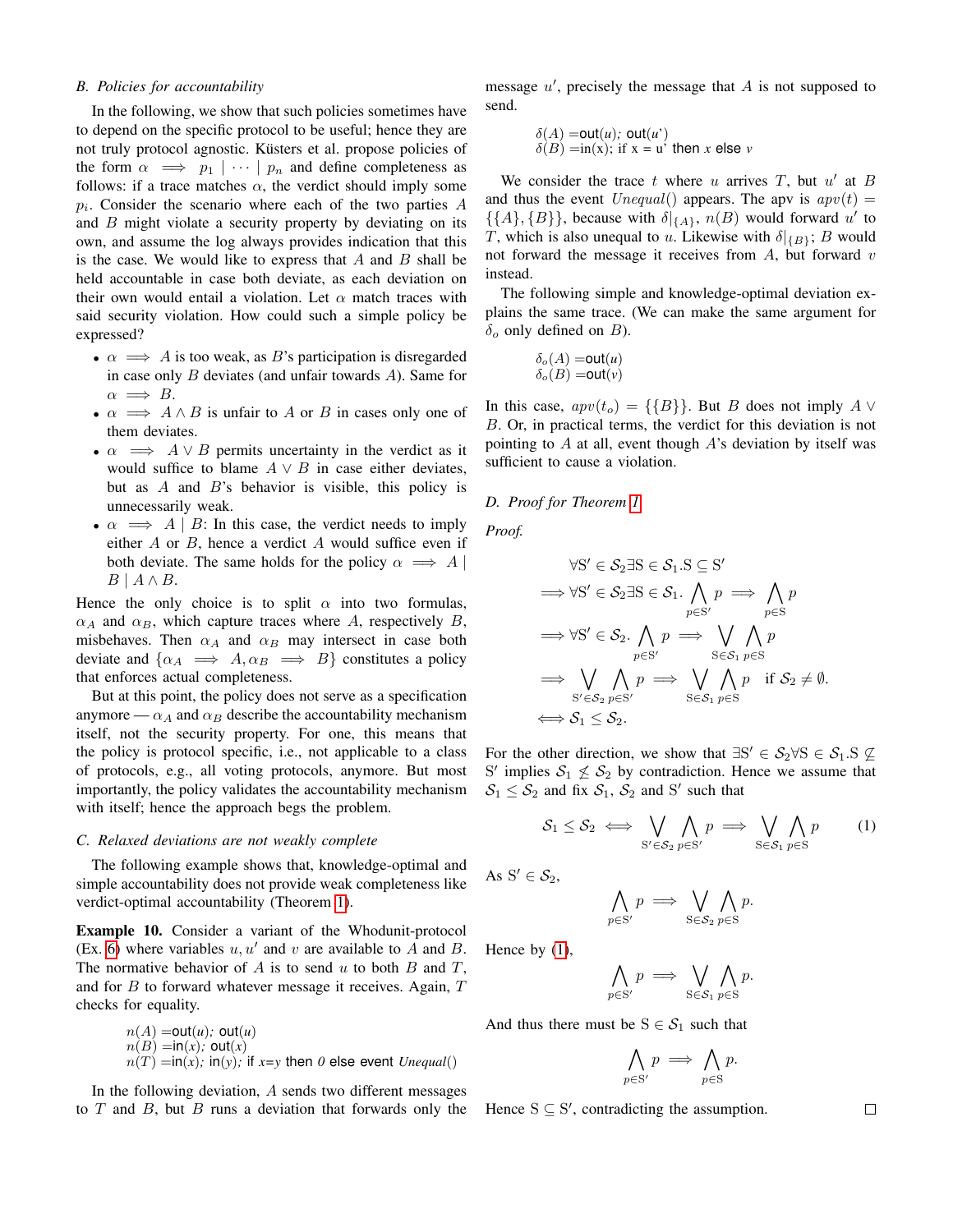### B. Policies for accountability

In the following, we show that such policies sometimes have to depend on the specific protocol to be useful; hence they are not truly protocol agnostic. Küsters et al. propose policies of the form $\alpha \implies p_1 \mid \cdots \mid p_n$ and define completeness as follows: if a trace matches $\alpha$, the verdict should imply some $p_i$. Consider the scenario where each of the two parties $A$ and $B$ might violate a security property by deviating on its own, and assume the log always provides indication that this is the case. We would like to express that $A$ and $B$ shall be held accountable in case both deviate, as each deviation on their own would entail a violation. Let $\alpha$ match traces with said security violation. How could such a simple policy be expressed?

- $\alpha \implies A$ is too weak, as $B$'s participation is disregarded in case only $B$ deviates (and unfair towards $A$). Same for $\alpha \implies B$.
- $\alpha \implies A \wedge B$ is unfair to $A$ or $B$ in cases only one of them deviates.
- $\alpha \implies A \vee B$ permits uncertainty in the verdict as it would suffice to blame $A \vee B$ in case either deviates, but as $A$ and $B$'s behavior is visible, this policy is unnecessarily weak.
- $\alpha \implies A \mid B$: In this case, the verdict needs to imply either $A$ or $B$, hence a verdict $A$ would suffice even if both deviate. The same holds for the policy $\alpha \implies A \mid B \mid A \wedge B$.

Hence the only choice is to split $\alpha$ into two formulas, $\alpha_A$ and $\alpha_B$, which capture traces where $A$, respectively $B$, misbehaves. Then $\alpha_A$ and $\alpha_B$ may intersect in case both deviate and $\{\alpha_A \implies A, \alpha_B \implies B\}$ constitutes a policy that enforces actual completeness.

But at this point, the policy does not serve as a specification anymore — $\alpha_A$ and $\alpha_B$ describe the accountability mechanism itself, not the security property. For one, this means that the policy is protocol specific, i.e., not applicable to a class of protocols, e.g., all voting protocols, anymore. But most importantly, the policy validates the accountability mechanism with itself; hence the approach begs the problem.

### C. Relaxed deviations are not weakly complete

The following example shows that, knowledge-optimal and simple accountability does not provide weak completeness like verdict-optimal accountability (Theorem 1).

**Example 10.** Consider a variant of the Whodunit-protocol (Ex. 6) where variables $u, u'$ and $v$ are available to $A$ and $B$. The normative behavior of $A$ is to send $u$ to both $B$ and $T$, and for $B$ to forward whatever message it receives. Again, $T$ checks for equality.

$n(A) =$out($u$); out($u$)
$n(B) =$in($x$); out($x$)
$n(T) =$in($x$); in($y$); if $x$=$y$ then $0$ else event $Unequal()$

In the following deviation, $A$ sends two different messages to $T$ and $B$, but $B$ runs a deviation that forwards only the message $u'$, precisely the message that $A$ is not supposed to send.

$\delta(A) =$out($u$); out($u'$)
$\delta(B) =$in(x); if x = u' then $x$ else $v$

We consider the trace $t$ where $u$ arrives $T$, but $u'$ at $B$ and thus the event $Unequal()$ appears. The apv is $apv(t) = \{\{A\}, \{B\}\}$, because with $\delta|_{\{A\}}$, $n(B)$ would forward $u'$ to $T$, which is also unequal to $u$. Likewise with $\delta|_{\{B\}}$; $B$ would not forward the message it receives from $A$, but forward $v$ instead.

The following simple and knowledge-optimal deviation explains the same trace. (We can make the same argument for $\delta_o$ only defined on $B$).

$\delta_o(A) =$out($u$)
$\delta_o(B) =$out($v$)

In this case, $apv(t_o) = \{\{B\}\}$. But $B$ does not imply $A \vee B$. Or, in practical terms, the verdict for this deviation is not pointing to $A$ at all, event though $A$'s deviation by itself was sufficient to cause a violation.

### D. Proof for Theorem 1

*Proof.*

$$
\begin{aligned}
&\forall S' \in \mathcal{S}_2 \exists S \in \mathcal{S}_1 . S \subseteq S' \\
\implies &\forall S' \in \mathcal{S}_2 \exists S \in \mathcal{S}_1 . \bigwedge_{p \in S'} p \implies \bigwedge_{p \in S} p \\
\implies &\forall S' \in \mathcal{S}_2 . \bigwedge_{p \in S'} p \implies \bigvee_{S \in \mathcal{S}_1} \bigwedge_{p \in S} p \\
\implies &\bigvee_{S' \in \mathcal{S}_2} \bigwedge_{p \in S'} p \implies \bigvee_{S \in \mathcal{S}_1} \bigwedge_{p \in S} p \quad \text{if } \mathcal{S}_2 \neq \emptyset. \\
\iff &\mathcal{S}_1 \leq \mathcal{S}_2.
\end{aligned}
$$

For the other direction, we show that $\exists S' \in \mathcal{S}_2 \forall S \in \mathcal{S}_1 . S \not\subseteq S'$ implies $\mathcal{S}_1 \not\leq \mathcal{S}_2$ by contradiction. Hence we assume that $\mathcal{S}_1 \leq \mathcal{S}_2$ and fix $\mathcal{S}_1$, $\mathcal{S}_2$ and $S'$ such that

$$
\mathcal{S}_1 \leq \mathcal{S}_2 \iff \bigvee_{S' \in \mathcal{S}_2} \bigwedge_{p \in S'} p \implies \bigvee_{S \in \mathcal{S}_1} \bigwedge_{p \in S} p \tag{1}
$$

As $S' \in \mathcal{S}_2$,

$$
\bigwedge_{p \in S'} p \implies \bigvee_{S \in \mathcal{S}_2} \bigwedge_{p \in S} p.
$$

Hence by (1),

$$
\bigwedge_{p \in S'} p \implies \bigvee_{S \in \mathcal{S}_1} \bigwedge_{p \in S} p.
$$

And thus there must be $S \in \mathcal{S}_1$ such that

$$
\bigwedge_{p \in S'} p \implies \bigwedge_{p \in S} p.
$$

Hence $S \subseteq S'$, contradicting the assumption. ∎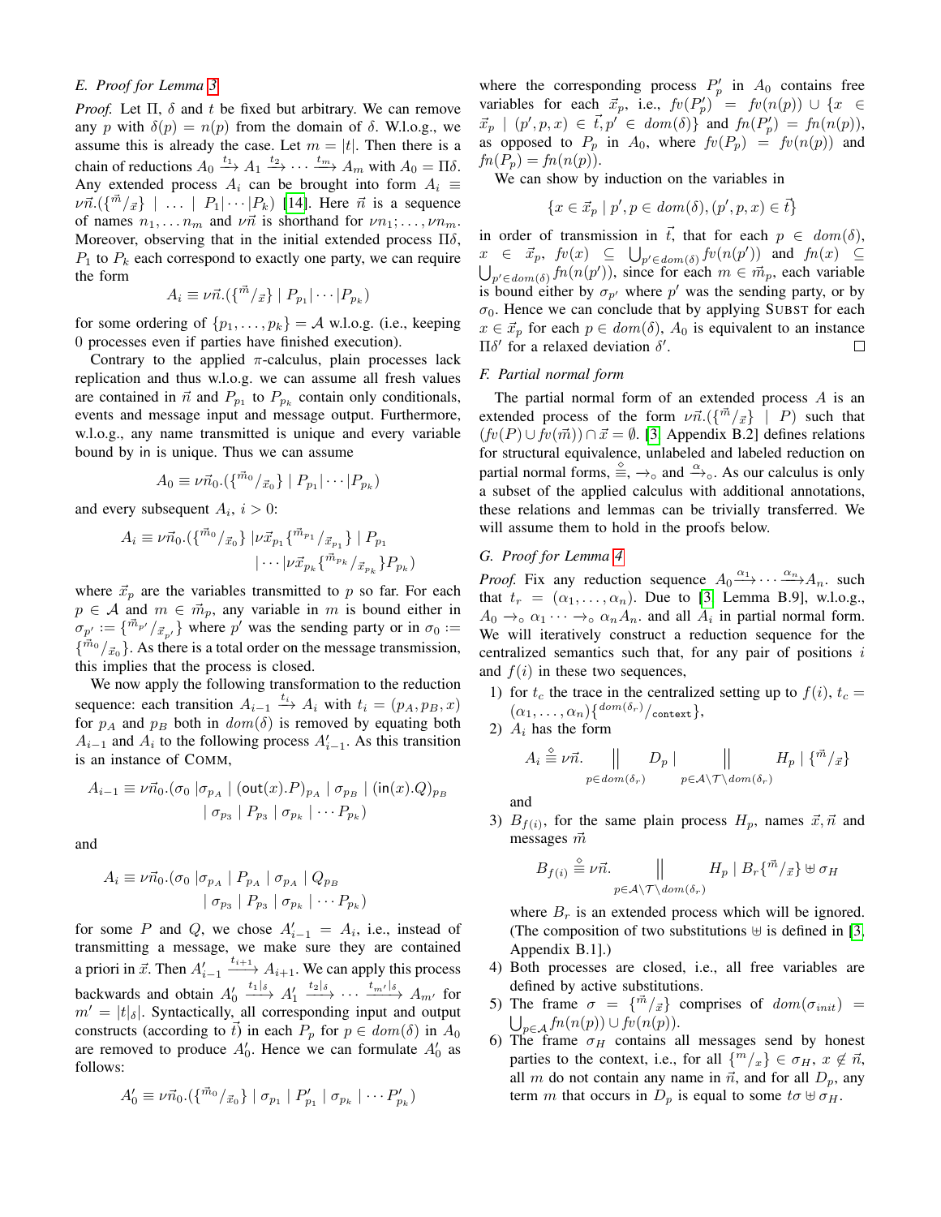### E. Proof for Lemma 3

*Proof.* Let $\Pi$, $\delta$ and $t$ be fixed but arbitrary. We can remove any $p$ with $\delta(p) = n(p)$ from the domain of $\delta$. W.l.o.g., we assume this is already the case. Let $m = |t|$. Then there is a chain of reductions $A_0 \xrightarrow{t_1} A_1 \xrightarrow{t_2} \cdots \xrightarrow{t_m} A_m$ with $A_0 = \Pi\delta$. Any extended process $A_i$ can be brought into form $A_i \equiv \nu\vec{n}.(\{^{\vec{m}}/_{\vec{x}}\} \mid \ldots \mid P_1|\cdots|P_k)$ [14]. Here $\vec{n}$ is a sequence of names $n_1, \ldots n_m$ and $\nu\vec{n}$ is shorthand for $\nu n_1; \ldots, \nu n_m$. Moreover, observing that in the initial extended process $\Pi\delta$, $P_1$ to $P_k$ each correspond to exactly one party, we can require the form

$$A_i \equiv \nu\vec{n}.(\{^{\vec{m}}/_{\vec{x}}\} \mid P_{p_1}|\cdots|P_{p_k})$$

for some ordering of $\{p_1, \ldots, p_k\} = \mathcal{A}$ w.l.o.g. (i.e., keeping 0 processes even if parties have finished execution).

Contrary to the applied $\pi$-calculus, plain processes lack replication and thus w.l.o.g. we can assume all fresh values are contained in $\vec{n}$ and $P_{p_1}$ to $P_{p_k}$ contain only conditionals, events and message input and message output. Furthermore, w.l.o.g., any name transmitted is unique and every variable bound by in is unique. Thus we can assume

$$A_0 \equiv \nu\vec{n}_0.(\{^{\vec{m}_0}/_{\vec{x}_0}\} \mid P_{p_1}|\cdots|P_{p_k})$$

and every subsequent $A_i$, $i > 0$:

$$A_i \equiv \nu\vec{n}_0.(\{^{\vec{m}_0}/_{\vec{x}_0}\} \mid \nu\vec{x}_{p_1}\{^{\vec{m}_{p_1}}/_{\vec{x}_{p_1}}\} \mid P_{p_1} \mid \cdots \mid \nu\vec{x}_{p_k}\{^{\vec{m}_{p_k}}/_{\vec{x}_{p_k}}\}P_{p_k})$$

where $\vec{x}_p$ are the variables transmitted to $p$ so far. For each $p \in \mathcal{A}$ and $m \in \vec{m}_p$, any variable in $m$ is bound either in $\sigma_{p'} := \{^{\vec{m}_{p'}}/_{\vec{x}_{p'}}\}$ where $p'$ was the sending party or in $\sigma_0 := \{^{\vec{m}_0}/_{\vec{x}_0}\}$. As there is a total order on the message transmission, this implies that the process is closed.

We now apply the following transformation to the reduction sequence: each transition $A_{i-1} \xrightarrow{t_i} A_i$ with $t_i = (p_A, p_B, x)$ for $p_A$ and $p_B$ both in $dom(\delta)$ is removed by equating both $A_{i-1}$ and $A_i$ to the following process $A'_{i-1}$. As this transition is an instance of COMM,

$$A_{i-1} \equiv \nu\vec{n}_0.(\sigma_0 \mid \sigma_{p_A} \mid (\mathsf{out}(x).P)_{p_A} \mid \sigma_{p_B} \mid (\mathsf{in}(x).Q)_{p_B} \mid \sigma_{p_3} \mid P_{p_3} \mid \sigma_{p_k} \mid \cdots P_{p_k})$$

and

$$A_i \equiv \nu\vec{n}_0.(\sigma_0 \mid \sigma_{p_A} \mid P_{p_A} \mid \sigma_{p_A} \mid Q_{p_B} \mid \sigma_{p_3} \mid P_{p_3} \mid \sigma_{p_k} \mid \cdots P_{p_k})$$

for some $P$ and $Q$, we chose $A'_{i-1} = A_i$, i.e., instead of transmitting a message, we make sure they are contained a priori in $\vec{x}$. Then $A'_{i-1} \xrightarrow{t_{i+1}} A_{i+1}$. We can apply this process backwards and obtain $A'_0 \xrightarrow{t_1|_\delta} A'_1 \xrightarrow{t_2|_\delta} \cdots \xrightarrow{t_{m'}|_\delta} A_{m'}$ for $m' = |t|_\delta|$. Syntactically, all corresponding input and output constructs (according to $\vec{t}$) in each $P_p$ for $p \in dom(\delta)$ in $A_0$ are removed to produce $A'_0$. Hence we can formulate $A'_0$ as follows:

$$A'_0 \equiv \nu\vec{n}_0.(\{^{\vec{m}_0}/_{\vec{x}_0}\} \mid \sigma_{p_1} \mid P'_{p_1} \mid \sigma_{p_k} \mid \cdots P'_{p_k})$$

where the corresponding process $P'_p$ in $A_0$ contains free variables for each $\vec{x}_p$, i.e., $fv(P'_p) = fv(n(p)) \cup \{x \in \vec{x}_p \mid (p', p, x) \in \vec{t}, p' \in dom(\delta)\}$ and $fn(P'_p) = fn(n(p))$, as opposed to $P_p$ in $A_0$, where $fv(P_p) = fv(n(p))$ and $fn(P_p) = fn(n(p))$.

We can show by induction on the variables in

$$\{x \in \vec{x}_p \mid p', p \in dom(\delta), (p', p, x) \in \vec{t}\}$$

in order of transmission in $\vec{t}$, that for each $p \in dom(\delta)$, $x \in \vec{x}_p$, $fv(x) \subseteq \bigcup_{p' \in dom(\delta)} fv(n(p'))$ and $fn(x) \subseteq \bigcup_{p' \in dom(\delta)} fn(n(p'))$, since for each $m \in \vec{m}_p$, each variable is bound either by $\sigma_{p'}$ where $p'$ was the sending party, or by $\sigma_0$. Hence we can conclude that by applying SUBST for each $x \in \vec{x}_p$ for each $p \in dom(\delta)$, $A_0$ is equivalent to an instance $\Pi\delta'$ for a relaxed deviation $\delta'$. $\square$

### F. Partial normal form

The partial normal form of an extended process $A$ is an extended process of the form $\nu\vec{n}.(\{^{\vec{m}}/_{\vec{x}}\} \mid P)$ such that $(fv(P) \cup fv(\vec{m})) \cap \vec{x} = \emptyset$. [3, Appendix B.2] defines relations for structural equivalence, unlabeled and labeled reduction on partial normal forms, $\stackrel{\circ}{\equiv}$, $\rightarrow_\circ$ and $\xrightarrow{\alpha}_\circ$. As our calculus is only a subset of the applied calculus with additional annotations, these relations and lemmas can be trivially transferred. We will assume them to hold in the proofs below.

### G. Proof for Lemma 4

*Proof.* Fix any reduction sequence $A_0 \xrightarrow{\alpha_1} \cdots \xrightarrow{\alpha_n} A_n$. such that $t_r = (\alpha_1, \ldots, \alpha_n)$. Due to [3, Lemma B.9], w.l.o.g., $A_0 \rightarrow_\circ \alpha_1 \cdots \rightarrow_\circ \alpha_n A_n$. and all $A_i$ in partial normal form. We will iteratively construct a reduction sequence for the centralized semantics such that, for any pair of positions $i$ and $f(i)$ in these two sequences,

1) for $t_c$ the trace in the centralized setting up to $f(i)$, $t_c = (\alpha_1, \ldots, \alpha_n)\{^{dom(\delta_r)}/_{\mathtt{context}}\}$,
2) $A_i$ has the form
$$A_i \stackrel{\circ}{\equiv} \nu\vec{n}. \mathop{\Big\|}_{p \in dom(\delta_r)} D_p \mid \mathop{\Big\|}_{p \in \mathcal{A} \setminus \mathcal{T} \setminus dom(\delta_r)} H_p \mid \{^{\vec{m}}/_{\vec{x}}\}$$
and
3) $B_{f(i)}$, for the same plain process $H_p$, names $\vec{x}, \vec{n}$ and messages $\vec{m}$
$$B_{f(i)} \stackrel{\circ}{\equiv} \nu\vec{n}. \mathop{\Big\|}_{p \in \mathcal{A} \setminus \mathcal{T} \setminus dom(\delta_r)} H_p \mid B_r\{^{\vec{m}}/_{\vec{x}}\} \uplus \sigma_H$$
where $B_r$ is an extended process which will be ignored. (The composition of two substitutions $\uplus$ is defined in [3, Appendix B.1].)
4) Both processes are closed, i.e., all free variables are defined by active substitutions.
5) The frame $\sigma = \{^{\vec{m}}/_{\vec{x}}\}$ comprises of $dom(\sigma_{init}) = \bigcup_{p \in \mathcal{A}} fn(n(p)) \cup fv(n(p))$.
6) The frame $\sigma_H$ contains all messages send by honest parties to the context, i.e., for all $\{^m/_x\} \in \sigma_H$, $x \notin \vec{n}$, all $m$ do not contain any name in $\vec{n}$, and for all $D_p$, any term $m$ that occurs in $D_p$ is equal to some $t\sigma \uplus \sigma_H$.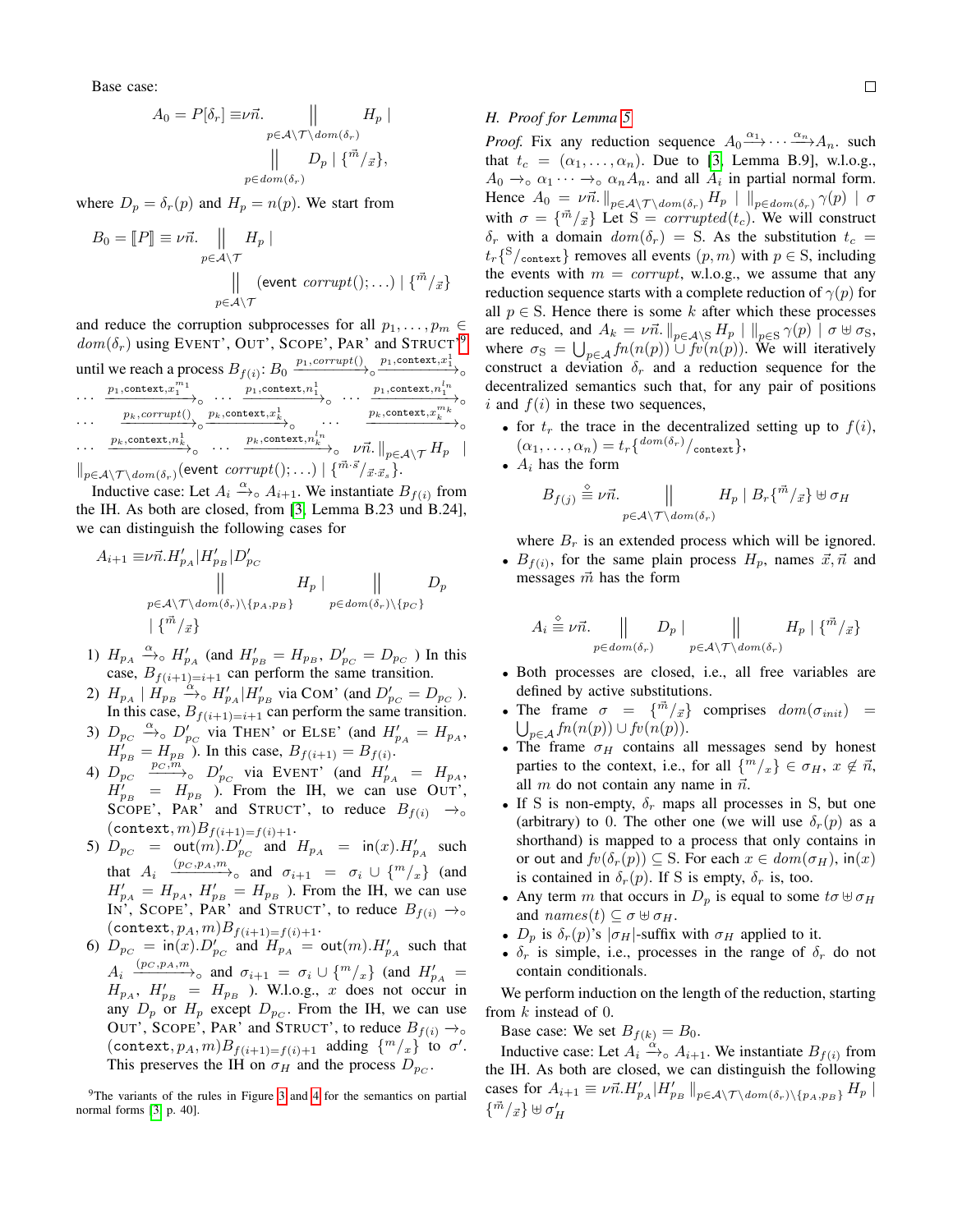Base case:

$$A_0 = P[\delta_r] \equiv \nu\vec{n}. \mathop{\Big\|}_{p\in\mathcal{A}\setminus\mathcal{T}\setminus dom(\delta_r)} H_p \mid \mathop{\Big\|}_{p\in dom(\delta_r)} D_p \mid \{^{\vec{m}}/_{\vec{x}}\},$$

where $D_p = \delta_r(p)$ and $H_p = n(p)$. We start from

$$B_0 = [\![P]\!] \equiv \nu\vec{n}. \mathop{\Big\|}_{p\in\mathcal{A}\setminus\mathcal{T}} H_p \mid \mathop{\Big\|}_{p\in\mathcal{A}\setminus\mathcal{T}} (\text{event } corrupt(); \dots) \mid \{^{\vec{m}}/_{\vec{x}}\}$$

and reduce the corruption subprocesses for all $p_1, \dots, p_m \in dom(\delta_r)$ using EVENT', OUT', SCOPE', PAR' and STRUCT'[9] until we reach a process $B_{f(i)}$: $B_0 \xrightarrow{p_1, corrupt()}_\circ \xrightarrow{p_1, \texttt{context}, x_1^1}_\circ \dots \xrightarrow{p_1, \texttt{context}, x_1^{m_1}}_\circ \dots \xrightarrow{p_1, \texttt{context}, n_1^1}_\circ \dots \xrightarrow{p_1, \texttt{context}, n_1^{l_n}}_\circ \dots \xrightarrow{p_k, corrupt()}_\circ \xrightarrow{p_k, \texttt{context}, x_k^1}_\circ \dots \xrightarrow{p_k, \texttt{context}, x_k^{m_k}}_\circ \dots \xrightarrow{p_k, \texttt{context}, n_k^1}_\circ \dots \xrightarrow{p_k, \texttt{context}, n_k^{l_n}}_\circ \nu\vec{n}. \|_{p\in\mathcal{A}\setminus\mathcal{T}} H_p \mid \|_{p\in\mathcal{A}\setminus\mathcal{T}\setminus dom(\delta_r)} (\text{event } corrupt(); \dots) \mid \{^{\vec{m}\cdot\vec{s}}/_{\vec{x}\cdot\vec{x}_s}\}$.

Inductive case: Let $A_i \xrightarrow{\alpha}_\circ A_{i+1}$. We instantiate $B_{f(i)}$ from the IH. As both are closed, from [3, Lemma B.23 und B.24], we can distinguish the following cases for

$$A_{i+1} \equiv \nu\vec{n}.H'_{p_A}|H'_{p_B}|D'_{p_C} \mathop{\Big\|}_{p\in\mathcal{A}\setminus\mathcal{T}\setminus dom(\delta_r)\setminus\{p_A,p_B\}} H_p \mid \mathop{\Big\|}_{p\in dom(\delta_r)\setminus\{p_C\}} D_p \mid \{^{\vec{m}}/_{\vec{x}}\}$$

1) $H_{p_A} \xrightarrow{\alpha}_\circ H'_{p_A}$ (and $H'_{p_B} = H_{p_B}$, $D'_{p_C} = D_{p_C}$ ) In this case, $B_{f(i+1)=i+1}$ can perform the same transition.
2) $H_{p_A} \mid H_{p_B} \xrightarrow{\alpha}_\circ H'_{p_A}|H'_{p_B}$ via COM' (and $D'_{p_C} = D_{p_C}$ ). In this case, $B_{f(i+1)=i+1}$ can perform the same transition.
3) $D_{p_C} \xrightarrow{\alpha}_\circ D'_{p_C}$ via THEN' or ELSE' (and $H'_{p_A} = H_{p_A}$, $H'_{p_B} = H_{p_B}$ ). In this case, $B_{f(i+1)} = B_{f(i)}$.
4) $D_{p_C} \xrightarrow{p_C, m}_\circ D'_{p_C}$ via EVENT' (and $H'_{p_A} = H_{p_A}$, $H'_{p_B} = H_{p_B}$ ). From the IH, we can use OUT', SCOPE', PAR' and STRUCT', to reduce $B_{f(i)} \rightarrow_\circ (\texttt{context}, m) B_{f(i+1)=f(i)+1}$.
5) $D_{p_C} = \text{out}(m).D'_{p_C}$ and $H_{p_A} = \text{in}(x).H'_{p_A}$ such that $A_i \xrightarrow{(p_C, p_A, m)}_\circ$ and $\sigma_{i+1} = \sigma_i \cup \{^m/_x\}$ (and $H'_{p_A} = H_{p_A}$, $H'_{p_B} = H_{p_B}$ ). From the IH, we can use IN', SCOPE', PAR' and STRUCT', to reduce $B_{f(i)} \rightarrow_\circ (\texttt{context}, p_A, m) B_{f(i+1)=f(i)+1}$.
6) $D_{p_C} = \text{in}(x).D'_{p_C}$ and $H_{p_A} = \text{out}(m).H'_{p_A}$ such that $A_i \xrightarrow{(p_C, p_A, m)}_\circ$ and $\sigma_{i+1} = \sigma_i \cup \{^m/_x\}$ (and $H'_{p_A} = H_{p_A}$, $H'_{p_B} = H_{p_B}$ ). W.l.o.g., $x$ does not occur in any $D_p$ or $H_p$ except $D_{p_C}$. From the IH, we can use OUT', SCOPE', PAR' and STRUCT', to reduce $B_{f(i)} \rightarrow_\circ (\texttt{context}, p_A, m) B_{f(i+1)=f(i)+1}$ adding $\{^m/_x\}$ to $\sigma'$. This preserves the IH on $\sigma_H$ and the process $D_{p_C}$.

[9] The variants of the rules in Figure 3 and 4 for the semantics on partial normal forms [3, p. 40].

∎

### H. Proof for Lemma 5

*Proof.* Fix any reduction sequence $A_0 \xrightarrow{\alpha_1} \cdots \xrightarrow{\alpha_n} A_n$. such that $t_c = (\alpha_1, \dots, \alpha_n)$. Due to [3, Lemma B.9], w.l.o.g., $A_0 \rightarrow_\circ \alpha_1 \cdots \rightarrow_\circ \alpha_n A_n$. and all $A_i$ in partial normal form. Hence $A_0 = \nu\vec{n}. \|_{p\in\mathcal{A}\setminus\mathcal{T}\setminus dom(\delta_r)} H_p \mid \|_{p\in dom(\delta_r)} \gamma(p) \mid \sigma$ with $\sigma = \{^{\vec{m}}/_{\vec{x}}\}$ Let $\mathrm{S} = corrupted(t_c)$. We will construct $\delta_r$ with a domain $dom(\delta_r) = \mathrm{S}$. As the substitution $t_c = t_r\{^{\mathrm{S}}/_{\texttt{context}}\}$ removes all events $(p, m)$ with $p \in \mathrm{S}$, including the events with $m = corrupt$, w.l.o.g., we assume that any reduction sequence starts with a complete reduction of $\gamma(p)$ for all $p \in \mathrm{S}$. Hence there is some $k$ after which these processes are reduced, and $A_k = \nu\vec{n}. \|_{p\in\mathcal{A}\setminus\mathrm{S}} H_p \mid \|_{p\in\mathrm{S}} \gamma(p) \mid \sigma \uplus \sigma_{\mathrm{S}}$, where $\sigma_{\mathrm{S}} = \bigcup_{p\in\mathcal{A}} fn(n(p)) \cup fv(n(p))$. We will iteratively construct a deviation $\delta_r$ and a reduction sequence for the decentralized semantics such that, for any pair of positions $i$ and $f(i)$ in these two sequences,

- for $t_r$ the trace in the decentralized setting up to $f(i)$, $(\alpha_1, \dots, \alpha_n) = t_r\{^{dom(\delta_r)}/_{\texttt{context}}\}$,
- $A_i$ has the form

$$B_{f(j)} \mathrel{\hat{\equiv}} \nu\vec{n}. \mathop{\Big\|}_{p\in\mathcal{A}\setminus\mathcal{T}\setminus dom(\delta_r)} H_p \mid B_r\{^{\vec{m}}/_{\vec{x}}\} \uplus \sigma_H$$

  where $B_r$ is an extended process which will be ignored.
- $B_{f(i)}$, for the same plain process $H_p$, names $\vec{x}, \vec{n}$ and messages $\vec{m}$ has the form

$$A_i \mathrel{\hat{\equiv}} \nu\vec{n}. \mathop{\Big\|}_{p\in dom(\delta_r)} D_p \mid \mathop{\Big\|}_{p\in\mathcal{A}\setminus\mathcal{T}\setminus dom(\delta_r)} H_p \mid \{^{\vec{m}}/_{\vec{x}}\}$$

- Both processes are closed, i.e., all free variables are defined by active substitutions.
- The frame $\sigma = \{^{\vec{m}}/_{\vec{x}}\}$ comprises $dom(\sigma_{init}) = \bigcup_{p\in\mathcal{A}} fn(n(p)) \cup fv(n(p))$.
- The frame $\sigma_H$ contains all messages send by honest parties to the context, i.e., for all $\{^m/_x\} \in \sigma_H$, $x \notin \vec{n}$, all $m$ do not contain any name in $\vec{n}$.
- If S is non-empty, $\delta_r$ maps all processes in S, but one (arbitrary) to 0. The other one (we will use $\delta_r(p)$ as a shorthand) is mapped to a process that only contains in or out and $fv(\delta_r(p)) \subseteq \mathrm{S}$. For each $x \in dom(\sigma_H)$, $\text{in}(x)$ is contained in $\delta_r(p)$. If S is empty, $\delta_r$ is, too.
- Any term $m$ that occurs in $D_p$ is equal to some $t\sigma \uplus \sigma_H$ and $names(t) \subseteq \sigma \uplus \sigma_H$.
- $D_p$ is $\delta_r(p)$'s $|\sigma_H|$-suffix with $\sigma_H$ applied to it.
- $\delta_r$ is simple, i.e., processes in the range of $\delta_r$ do not contain conditionals.

We perform induction on the length of the reduction, starting from $k$ instead of 0.

Base case: We set $B_{f(k)} = B_0$.

Inductive case: Let $A_i \xrightarrow{\alpha}_\circ A_{i+1}$. We instantiate $B_{f(i)}$ from the IH. As both are closed, we can distinguish the following cases for $A_{i+1} \equiv \nu\vec{n}.H'_{p_A}|H'_{p_B} \|_{p\in\mathcal{A}\setminus\mathcal{T}\setminus dom(\delta_r)\setminus\{p_A,p_B\}} H_p \mid \{^{\vec{m}}/_{\vec{x}}\} \uplus \sigma'_H$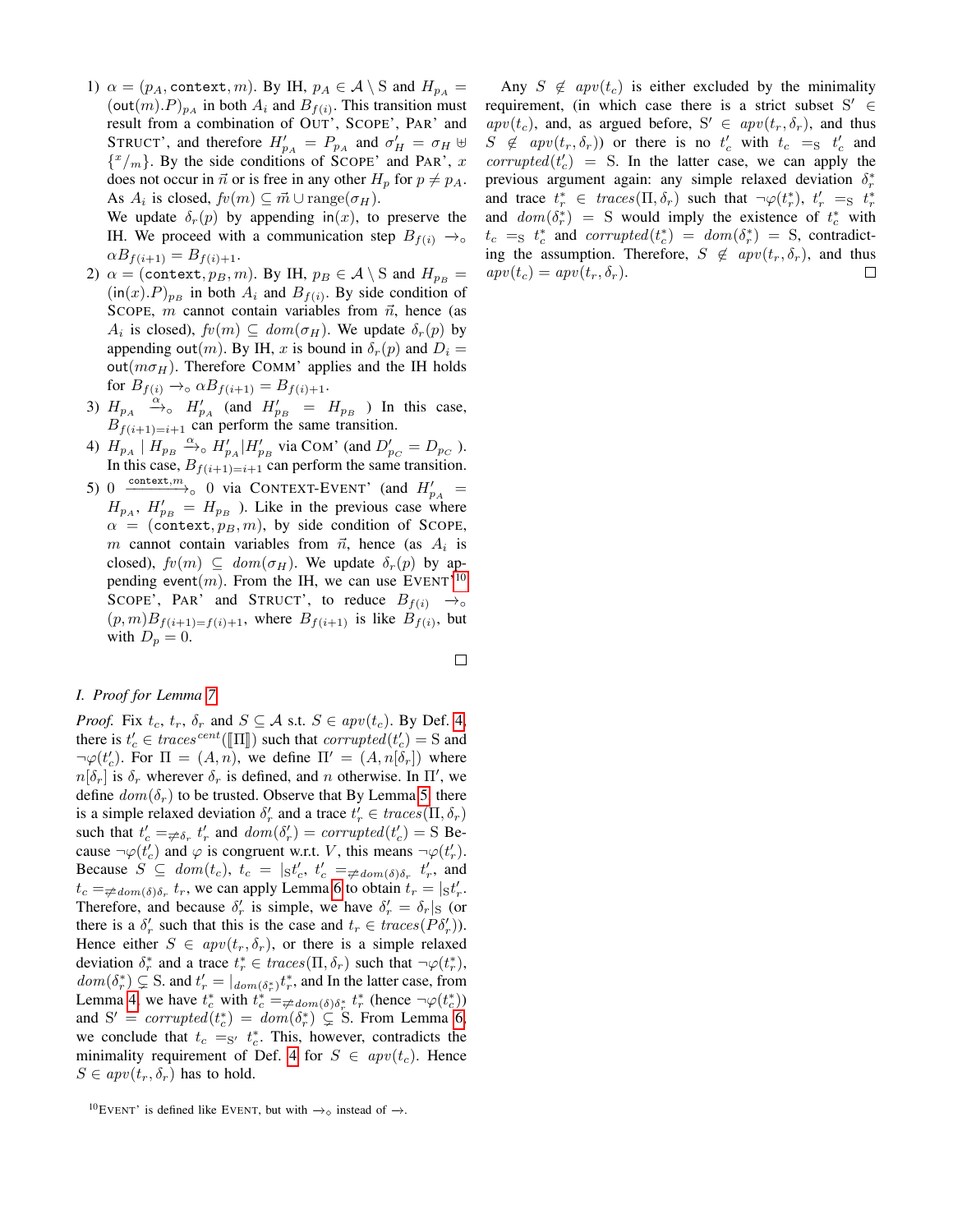1) $\alpha = (p_A, \texttt{context}, m)$. By IH, $p_A \in \mathcal{A} \setminus \mathrm{S}$ and $H_{p_A} = (\mathsf{out}(m).P)_{p_A}$ in both $A_i$ and $B_{f(i)}$. This transition must result from a combination of OUT', SCOPE', PAR' and STRUCT', and therefore $H'_{p_A} = P_{p_A}$ and $\sigma'_H = \sigma_H \uplus \{^x/_m\}$. By the side conditions of SCOPE' and PAR', $x$ does not occur in $\vec{n}$ or is free in any other $H_p$ for $p \neq p_A$. As $A_i$ is closed, $fv(m) \subseteq \vec{m} \cup \mathrm{range}(\sigma_H)$.

   We update $\delta_r(p)$ by appending $\mathsf{in}(x)$, to preserve the IH. We proceed with a communication step $B_{f(i)} \rightarrow_\circ \alpha B_{f(i+1)} = B_{f(i)+1}$.

2) $\alpha = (\texttt{context}, p_B, m)$. By IH, $p_B \in \mathcal{A} \setminus \mathrm{S}$ and $H_{p_B} = (\mathsf{in}(x).P)_{p_B}$ in both $A_i$ and $B_{f(i)}$. By side condition of SCOPE, $m$ cannot contain variables from $\vec{n}$, hence (as $A_i$ is closed), $fv(m) \subseteq dom(\sigma_H)$. We update $\delta_r(p)$ by appending $\mathsf{out}(m)$. By IH, $x$ is bound in $\delta_r(p)$ and $D_i = \mathsf{out}(m\sigma_H)$. Therefore COMM' applies and the IH holds for $B_{f(i)} \rightarrow_\circ \alpha B_{f(i+1)} = B_{f(i)+1}$.

3) $H_{p_A} \xrightarrow{\alpha}_\circ H'_{p_A}$ (and $H'_{p_B} = H_{p_B}$ ) In this case, $B_{f(i+1)=i+1}$ can perform the same transition.

4) $H_{p_A} \mid H_{p_B} \xrightarrow{\alpha}_\circ H'_{p_A} | H'_{p_B}$ via COM' (and $D'_{p_C} = D_{p_C}$ ). In this case, $B_{f(i+1)=i+1}$ can perform the same transition.

5) $0 \xrightarrow{\texttt{context},m}_\circ 0$ via CONTEXT-EVENT' (and $H'_{p_A} = H_{p_A}$, $H'_{p_B} = H_{p_B}$ ). Like in the previous case where $\alpha = (\texttt{context}, p_B, m)$, by side condition of SCOPE, $m$ cannot contain variables from $\vec{n}$, hence (as $A_i$ is closed), $fv(m) \subseteq dom(\sigma_H)$. We update $\delta_r(p)$ by appending $\mathsf{event}(m)$. From the IH, we can use EVENT'[10] SCOPE', PAR' and STRUCT', to reduce $B_{f(i)} \rightarrow_\circ (p, m) B_{f(i+1)=f(i)+1}$, where $B_{f(i+1)}$ is like $B_{f(i)}$, but with $D_p = 0$.

□

### I. Proof for Lemma 7

*Proof.* Fix $t_c$, $t_r$, $\delta_r$ and $S \subseteq \mathcal{A}$ s.t. $S \in apv(t_c)$. By Def. 4, there is $t'_c \in traces^{cent}(\llbracket \Pi \rrbracket)$ such that $corrupted(t'_c) = \mathrm{S}$ and $\neg\varphi(t'_c)$. For $\Pi = (A, n)$, we define $\Pi' = (A, n[\delta_r])$ where $n[\delta_r]$ is $\delta_r$ wherever $\delta_r$ is defined, and $n$ otherwise. In $\Pi'$, we define $dom(\delta_r)$ to be trusted. Observe that By Lemma 5, there is a simple relaxed deviation $\delta'_r$ and a trace $t'_r \in traces(\Pi, \delta_r)$ such that $t'_c =_{\not\equiv \delta_r} t'_r$ and $dom(\delta'_r) = corrupted(t'_c) = \mathrm{S}$ Because $\neg\varphi(t'_c)$ and $\varphi$ is congruent w.r.t. $V$, this means $\neg\varphi(t'_r)$. Because $S \subseteq dom(t_c)$, $t_c = |_{\mathrm{S}} t'_c$, $t'_c =_{\not\equiv dom(\delta)\delta_r} t'_r$, and $t_c =_{\not\equiv dom(\delta)\delta_r} t_r$, we can apply Lemma 6 to obtain $t_r = |_{\mathrm{S}} t'_r$. Therefore, and because $\delta'_r$ is simple, we have $\delta'_r = \delta_r|_{\mathrm{S}}$ (or there is a $\delta'_r$ such that this is the case and $t_r \in traces(P\delta'_r)$). Hence either $S \in apv(t_r, \delta_r)$, or there is a simple relaxed deviation $\delta^*_r$ and a trace $t^*_r \in traces(\Pi, \delta_r)$ such that $\neg\varphi(t^*_r)$, $dom(\delta^*_r) \subsetneq \mathrm{S}$. and $t'_r = |_{dom(\delta^*_r)} t^*_r$, and In the latter case, from Lemma 4, we have $t^*_c$ with $t^*_c =_{\not\equiv dom(\delta)\delta^*_r} t^*_r$ (hence $\neg\varphi(t^*_c)$) and $\mathrm{S}' = corrupted(t^*_c) = dom(\delta^*_r) \subsetneq \mathrm{S}$. From Lemma 6, we conclude that $t_c =_{\mathrm{S}'} t^*_c$. This, however, contradicts the minimality requirement of Def. 4 for $S \in apv(t_c)$. Hence $S \in apv(t_r, \delta_r)$ has to hold.

Any $S \notin apv(t_c)$ is either excluded by the minimality requirement, (in which case there is a strict subset $\mathrm{S}' \in apv(t_c)$, and, as argued before, $\mathrm{S}' \in apv(t_r, \delta_r)$, and thus $S \notin apv(t_r, \delta_r)$) or there is no $t'_c$ with $t_c =_{\mathrm{S}} t'_c$ and $corrupted(t'_c) = \mathrm{S}$. In the latter case, we can apply the previous argument again: any simple relaxed deviation $\delta^*_r$ and trace $t^*_r \in traces(\Pi, \delta_r)$ such that $\neg\varphi(t^*_r)$, $t'_r =_{\mathrm{S}} t^*_r$ and $dom(\delta^*_r) = \mathrm{S}$ would imply the existence of $t^*_c$ with $t_c =_{\mathrm{S}} t^*_c$ and $corrupted(t^*_c) = dom(\delta^*_r) = \mathrm{S}$, contradicting the assumption. Therefore, $S \notin apv(t_r, \delta_r)$, and thus $apv(t_c) = apv(t_r, \delta_r)$. □

[10] EVENT' is defined like EVENT, but with $\rightarrow_\circ$ instead of $\rightarrow$.